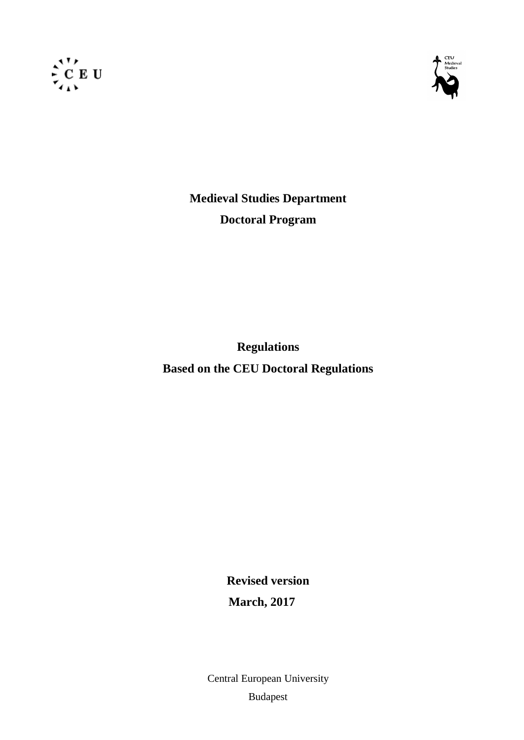**Medieval Studies Department**

**Doctoral Program**

**Regulations**

**Based on the CEU Doctoral Regulations**

**Revised version**

**March, 2017**

Central European University

Budapest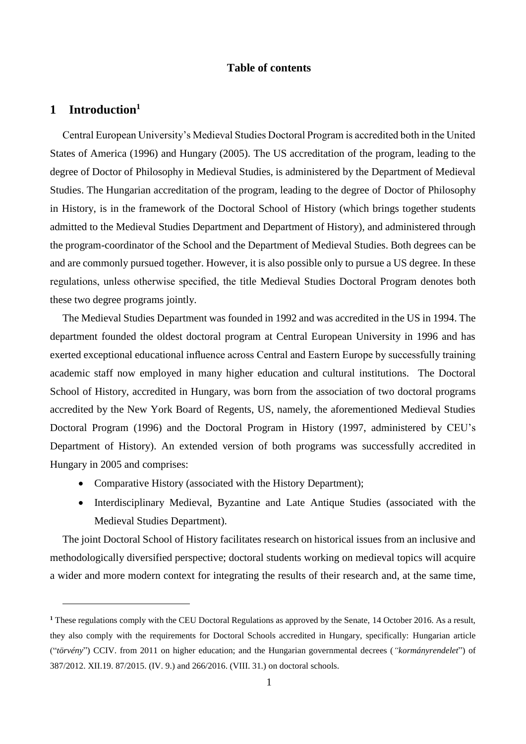**Table of contents**

# 1 Introduction[1]

Central European University's Medieval Studies Doctoral Program is accredited both in the United States of America (1996) and Hungary (2005). The US accreditation of the program, leading to the degree of Doctor of Philosophy in Medieval Studies, is administered by the Department of Medieval Studies. The Hungarian accreditation of the program, leading to the degree of Doctor of Philosophy in History, is in the framework of the Doctoral School of History (which brings together students admitted to the Medieval Studies Department and Department of History), and administered through the program-coordinator of the School and the Department of Medieval Studies. Both degrees can be and are commonly pursued together. However, it is also possible only to pursue a US degree. In these regulations, unless otherwise specified, the title Medieval Studies Doctoral Program denotes both these two degree programs jointly.

The Medieval Studies Department was founded in 1992 and was accredited in the US in 1994. The department founded the oldest doctoral program at Central European University in 1996 and has exerted exceptional educational influence across Central and Eastern Europe by successfully training academic staff now employed in many higher education and cultural institutions. The Doctoral School of History, accredited in Hungary, was born from the association of two doctoral programs accredited by the New York Board of Regents, US, namely, the aforementioned Medieval Studies Doctoral Program (1996) and the Doctoral Program in History (1997, administered by CEU's Department of History). An extended version of both programs was successfully accredited in Hungary in 2005 and comprises:

- Comparative History (associated with the History Department);
- Interdisciplinary Medieval, Byzantine and Late Antique Studies (associated with the Medieval Studies Department).

The joint Doctoral School of History facilitates research on historical issues from an inclusive and methodologically diversified perspective; doctoral students working on medieval topics will acquire a wider and more modern context for integrating the results of their research and, at the same time,

[1] These regulations comply with the CEU Doctoral Regulations as approved by the Senate, 14 October 2016. As a result, they also comply with the requirements for Doctoral Schools accredited in Hungary, specifically: Hungarian article ("*törvény*") CCIV. from 2011 on higher education; and the Hungarian governmental decrees (*"kormányrendelet*") of 387/2012. XII.19. 87/2015. (IV. 9.) and 266/2016. (VIII. 31.) on doctoral schools.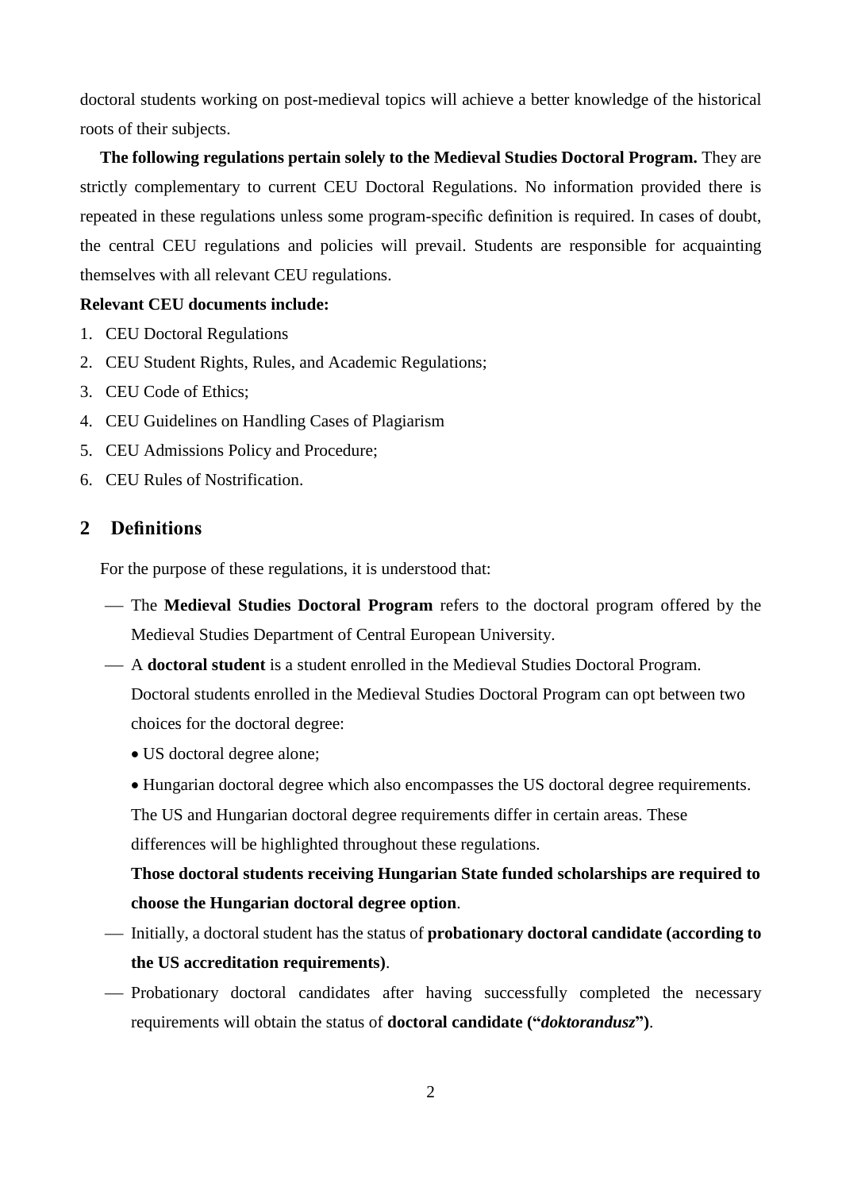doctoral students working on post-medieval topics will achieve a better knowledge of the historical roots of their subjects.

**The following regulations pertain solely to the Medieval Studies Doctoral Program.** They are strictly complementary to current CEU Doctoral Regulations. No information provided there is repeated in these regulations unless some program-specific definition is required. In cases of doubt, the central CEU regulations and policies will prevail. Students are responsible for acquainting themselves with all relevant CEU regulations.

**Relevant CEU documents include:**

1. CEU Doctoral Regulations
2. CEU Student Rights, Rules, and Academic Regulations;
3. CEU Code of Ethics;
4. CEU Guidelines on Handling Cases of Plagiarism
5. CEU Admissions Policy and Procedure;
6. CEU Rules of Nostrification.

## 2 Definitions

For the purpose of these regulations, it is understood that:

- The **Medieval Studies Doctoral Program** refers to the doctoral program offered by the Medieval Studies Department of Central European University.
- A **doctoral student** is a student enrolled in the Medieval Studies Doctoral Program. Doctoral students enrolled in the Medieval Studies Doctoral Program can opt between two choices for the doctoral degree:
  - US doctoral degree alone;
  - Hungarian doctoral degree which also encompasses the US doctoral degree requirements.

  The US and Hungarian doctoral degree requirements differ in certain areas. These differences will be highlighted throughout these regulations.

  **Those doctoral students receiving Hungarian State funded scholarships are required to choose the Hungarian doctoral degree option**.
- Initially, a doctoral student has the status of **probationary doctoral candidate (according to the US accreditation requirements)**.
- Probationary doctoral candidates after having successfully completed the necessary requirements will obtain the status of **doctoral candidate ("*doktorandusz*")**.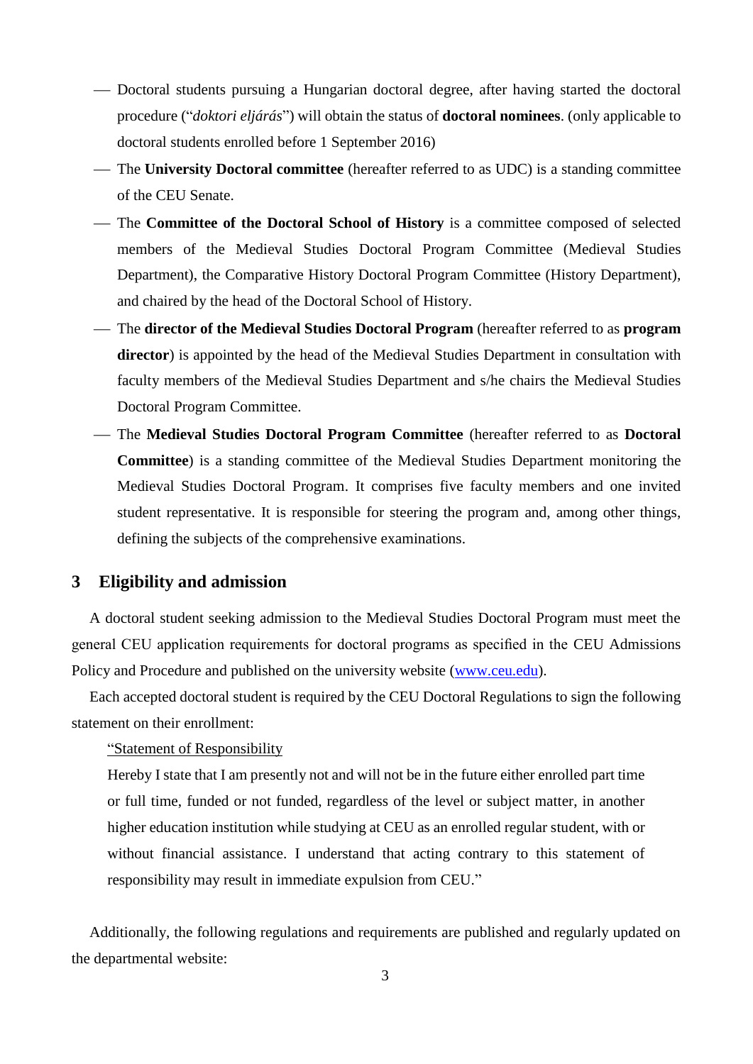- Doctoral students pursuing a Hungarian doctoral degree, after having started the doctoral procedure ("*doktori eljárás*") will obtain the status of **doctoral nominees**. (only applicable to doctoral students enrolled before 1 September 2016)
- The **University Doctoral committee** (hereafter referred to as UDC) is a standing committee of the CEU Senate.
- The **Committee of the Doctoral School of History** is a committee composed of selected members of the Medieval Studies Doctoral Program Committee (Medieval Studies Department), the Comparative History Doctoral Program Committee (History Department), and chaired by the head of the Doctoral School of History.
- The **director of the Medieval Studies Doctoral Program** (hereafter referred to as **program director**) is appointed by the head of the Medieval Studies Department in consultation with faculty members of the Medieval Studies Department and s/he chairs the Medieval Studies Doctoral Program Committee.
- The **Medieval Studies Doctoral Program Committee** (hereafter referred to as **Doctoral Committee**) is a standing committee of the Medieval Studies Department monitoring the Medieval Studies Doctoral Program. It comprises five faculty members and one invited student representative. It is responsible for steering the program and, among other things, defining the subjects of the comprehensive examinations.

## 3 Eligibility and admission

A doctoral student seeking admission to the Medieval Studies Doctoral Program must meet the general CEU application requirements for doctoral programs as specified in the CEU Admissions Policy and Procedure and published on the university website (www.ceu.edu).

Each accepted doctoral student is required by the CEU Doctoral Regulations to sign the following statement on their enrollment:

> "Statement of Responsibility
>
> Hereby I state that I am presently not and will not be in the future either enrolled part time or full time, funded or not funded, regardless of the level or subject matter, in another higher education institution while studying at CEU as an enrolled regular student, with or without financial assistance. I understand that acting contrary to this statement of responsibility may result in immediate expulsion from CEU."

Additionally, the following regulations and requirements are published and regularly updated on the departmental website: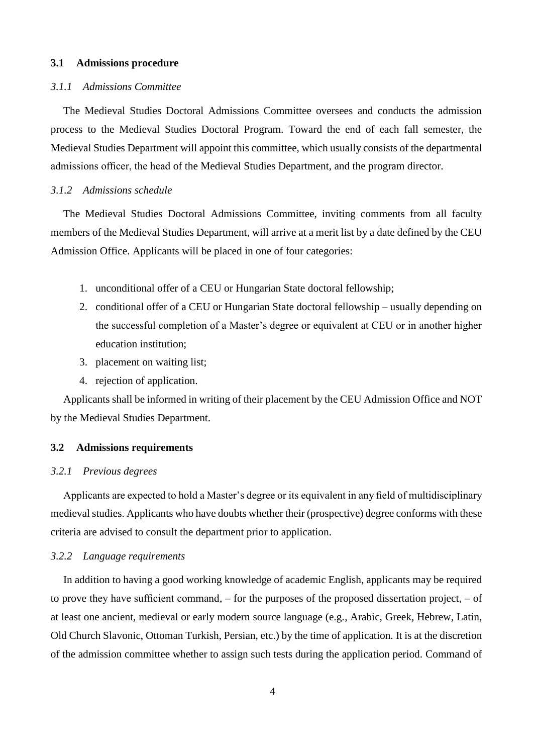## 3.1 Admissions procedure

### *3.1.1 Admissions Committee*

The Medieval Studies Doctoral Admissions Committee oversees and conducts the admission process to the Medieval Studies Doctoral Program. Toward the end of each fall semester, the Medieval Studies Department will appoint this committee, which usually consists of the departmental admissions officer, the head of the Medieval Studies Department, and the program director.

### *3.1.2 Admissions schedule*

The Medieval Studies Doctoral Admissions Committee, inviting comments from all faculty members of the Medieval Studies Department, will arrive at a merit list by a date defined by the CEU Admission Office. Applicants will be placed in one of four categories:

1. unconditional offer of a CEU or Hungarian State doctoral fellowship;
2. conditional offer of a CEU or Hungarian State doctoral fellowship – usually depending on the successful completion of a Master's degree or equivalent at CEU or in another higher education institution;
3. placement on waiting list;
4. rejection of application.

Applicants shall be informed in writing of their placement by the CEU Admission Office and NOT by the Medieval Studies Department.

## 3.2 Admissions requirements

### *3.2.1 Previous degrees*

Applicants are expected to hold a Master's degree or its equivalent in any field of multidisciplinary medieval studies. Applicants who have doubts whether their (prospective) degree conforms with these criteria are advised to consult the department prior to application.

### *3.2.2 Language requirements*

In addition to having a good working knowledge of academic English, applicants may be required to prove they have sufficient command, – for the purposes of the proposed dissertation project, – of at least one ancient, medieval or early modern source language (e.g., Arabic, Greek, Hebrew, Latin, Old Church Slavonic, Ottoman Turkish, Persian, etc.) by the time of application. It is at the discretion of the admission committee whether to assign such tests during the application period. Command of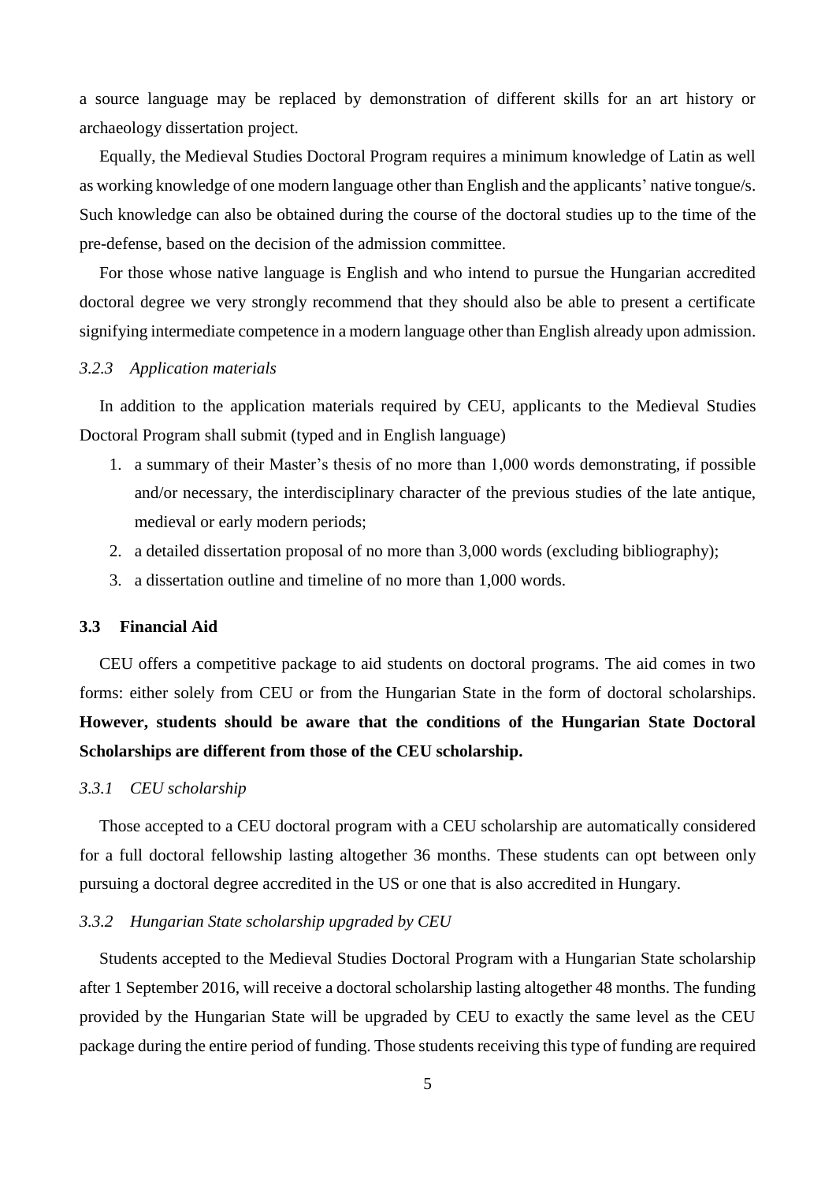a source language may be replaced by demonstration of different skills for an art history or archaeology dissertation project.

Equally, the Medieval Studies Doctoral Program requires a minimum knowledge of Latin as well as working knowledge of one modern language other than English and the applicants' native tongue/s. Such knowledge can also be obtained during the course of the doctoral studies up to the time of the pre-defense, based on the decision of the admission committee.

For those whose native language is English and who intend to pursue the Hungarian accredited doctoral degree we very strongly recommend that they should also be able to present a certificate signifying intermediate competence in a modern language other than English already upon admission.

#### *3.2.3 Application materials*

In addition to the application materials required by CEU, applicants to the Medieval Studies Doctoral Program shall submit (typed and in English language)

1. a summary of their Master's thesis of no more than 1,000 words demonstrating, if possible and/or necessary, the interdisciplinary character of the previous studies of the late antique, medieval or early modern periods;
2. a detailed dissertation proposal of no more than 3,000 words (excluding bibliography);
3. a dissertation outline and timeline of no more than 1,000 words.

### 3.3 Financial Aid

CEU offers a competitive package to aid students on doctoral programs. The aid comes in two forms: either solely from CEU or from the Hungarian State in the form of doctoral scholarships. **However, students should be aware that the conditions of the Hungarian State Doctoral Scholarships are different from those of the CEU scholarship.**

#### *3.3.1 CEU scholarship*

Those accepted to a CEU doctoral program with a CEU scholarship are automatically considered for a full doctoral fellowship lasting altogether 36 months. These students can opt between only pursuing a doctoral degree accredited in the US or one that is also accredited in Hungary.

#### *3.3.2 Hungarian State scholarship upgraded by CEU*

Students accepted to the Medieval Studies Doctoral Program with a Hungarian State scholarship after 1 September 2016, will receive a doctoral scholarship lasting altogether 48 months. The funding provided by the Hungarian State will be upgraded by CEU to exactly the same level as the CEU package during the entire period of funding. Those students receiving this type of funding are required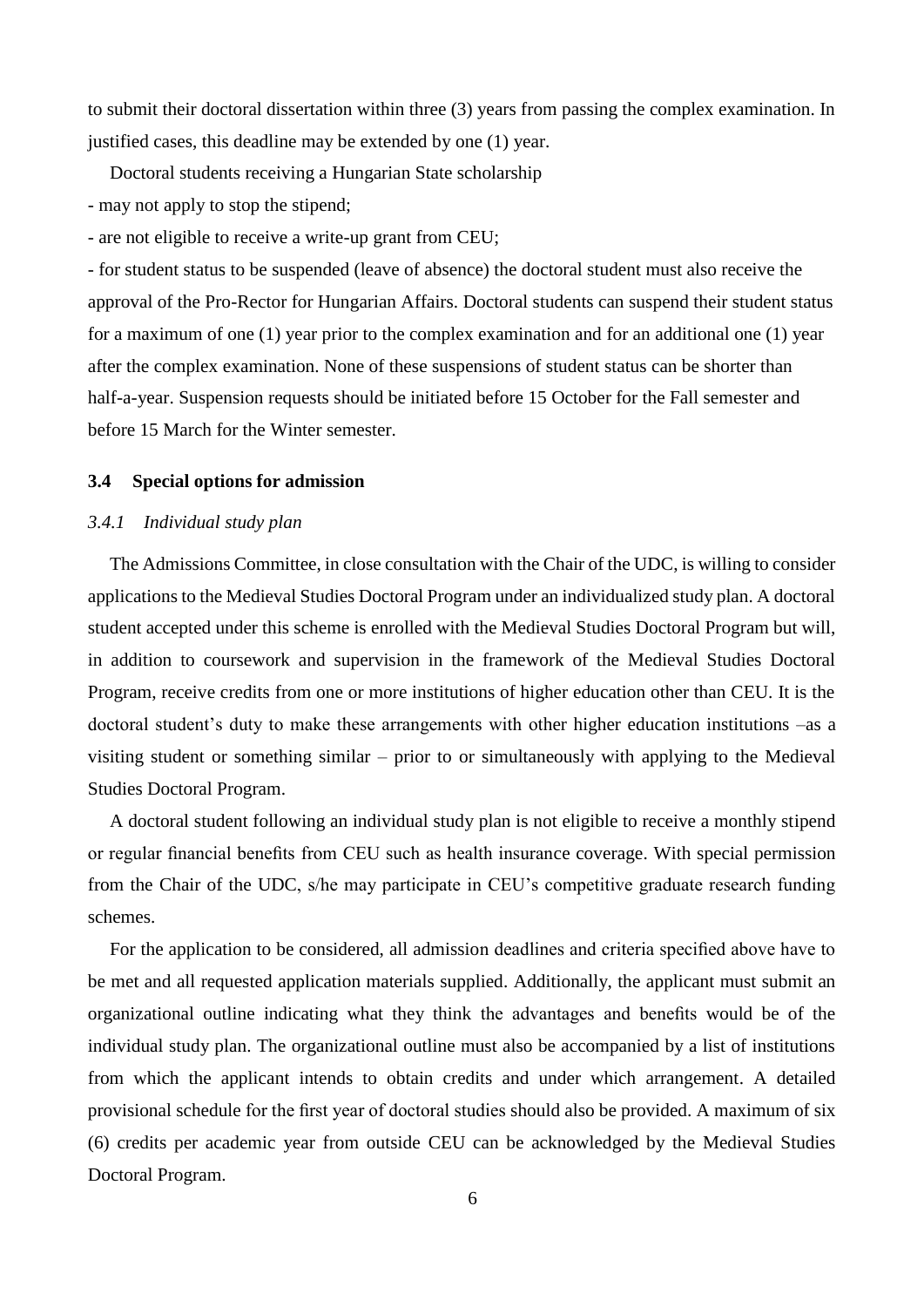to submit their doctoral dissertation within three (3) years from passing the complex examination. In justified cases, this deadline may be extended by one (1) year.

Doctoral students receiving a Hungarian State scholarship

- may not apply to stop the stipend;
- are not eligible to receive a write-up grant from CEU;
- for student status to be suspended (leave of absence) the doctoral student must also receive the approval of the Pro-Rector for Hungarian Affairs. Doctoral students can suspend their student status for a maximum of one (1) year prior to the complex examination and for an additional one (1) year after the complex examination. None of these suspensions of student status can be shorter than half-a-year. Suspension requests should be initiated before 15 October for the Fall semester and before 15 March for the Winter semester.

### 3.4 Special options for admission

#### *3.4.1 Individual study plan*

The Admissions Committee, in close consultation with the Chair of the UDC, is willing to consider applications to the Medieval Studies Doctoral Program under an individualized study plan. A doctoral student accepted under this scheme is enrolled with the Medieval Studies Doctoral Program but will, in addition to coursework and supervision in the framework of the Medieval Studies Doctoral Program, receive credits from one or more institutions of higher education other than CEU. It is the doctoral student's duty to make these arrangements with other higher education institutions –as a visiting student or something similar – prior to or simultaneously with applying to the Medieval Studies Doctoral Program.

A doctoral student following an individual study plan is not eligible to receive a monthly stipend or regular financial benefits from CEU such as health insurance coverage. With special permission from the Chair of the UDC, s/he may participate in CEU's competitive graduate research funding schemes.

For the application to be considered, all admission deadlines and criteria specified above have to be met and all requested application materials supplied. Additionally, the applicant must submit an organizational outline indicating what they think the advantages and benefits would be of the individual study plan. The organizational outline must also be accompanied by a list of institutions from which the applicant intends to obtain credits and under which arrangement. A detailed provisional schedule for the first year of doctoral studies should also be provided. A maximum of six (6) credits per academic year from outside CEU can be acknowledged by the Medieval Studies Doctoral Program.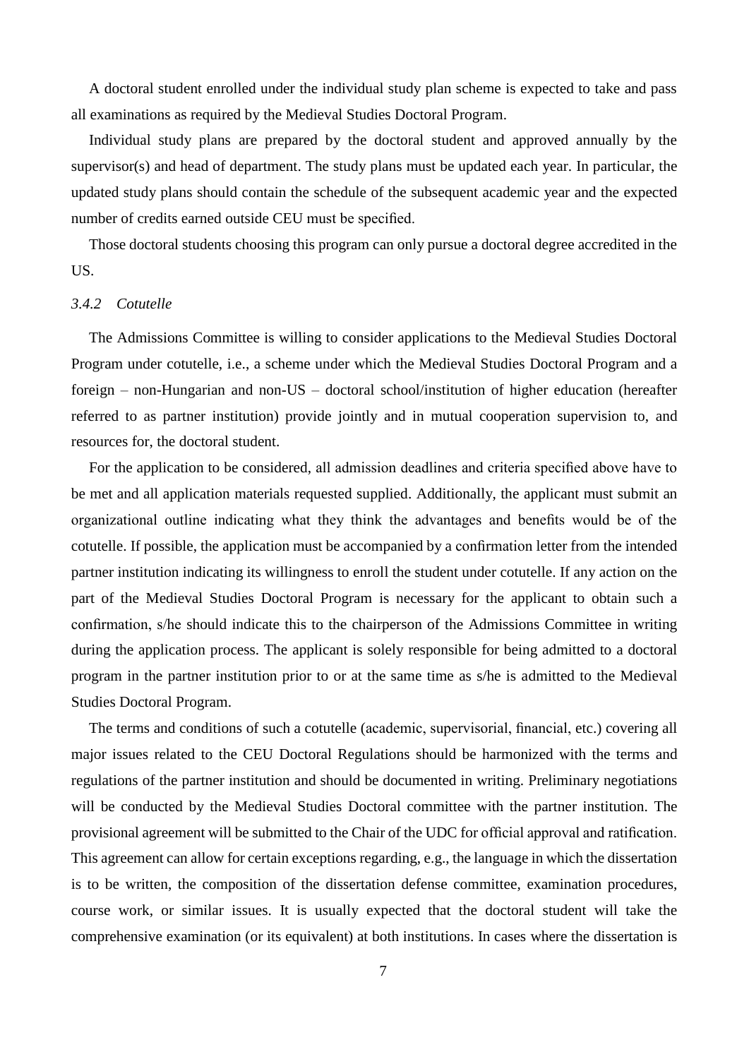A doctoral student enrolled under the individual study plan scheme is expected to take and pass all examinations as required by the Medieval Studies Doctoral Program.

Individual study plans are prepared by the doctoral student and approved annually by the supervisor(s) and head of department. The study plans must be updated each year. In particular, the updated study plans should contain the schedule of the subsequent academic year and the expected number of credits earned outside CEU must be specified.

Those doctoral students choosing this program can only pursue a doctoral degree accredited in the US.

### *3.4.2 Cotutelle*

The Admissions Committee is willing to consider applications to the Medieval Studies Doctoral Program under cotutelle, i.e., a scheme under which the Medieval Studies Doctoral Program and a foreign – non-Hungarian and non-US – doctoral school/institution of higher education (hereafter referred to as partner institution) provide jointly and in mutual cooperation supervision to, and resources for, the doctoral student.

For the application to be considered, all admission deadlines and criteria specified above have to be met and all application materials requested supplied. Additionally, the applicant must submit an organizational outline indicating what they think the advantages and benefits would be of the cotutelle. If possible, the application must be accompanied by a confirmation letter from the intended partner institution indicating its willingness to enroll the student under cotutelle. If any action on the part of the Medieval Studies Doctoral Program is necessary for the applicant to obtain such a confirmation, s/he should indicate this to the chairperson of the Admissions Committee in writing during the application process. The applicant is solely responsible for being admitted to a doctoral program in the partner institution prior to or at the same time as s/he is admitted to the Medieval Studies Doctoral Program.

The terms and conditions of such a cotutelle (academic, supervisorial, financial, etc.) covering all major issues related to the CEU Doctoral Regulations should be harmonized with the terms and regulations of the partner institution and should be documented in writing. Preliminary negotiations will be conducted by the Medieval Studies Doctoral committee with the partner institution. The provisional agreement will be submitted to the Chair of the UDC for official approval and ratification. This agreement can allow for certain exceptions regarding, e.g., the language in which the dissertation is to be written, the composition of the dissertation defense committee, examination procedures, course work, or similar issues. It is usually expected that the doctoral student will take the comprehensive examination (or its equivalent) at both institutions. In cases where the dissertation is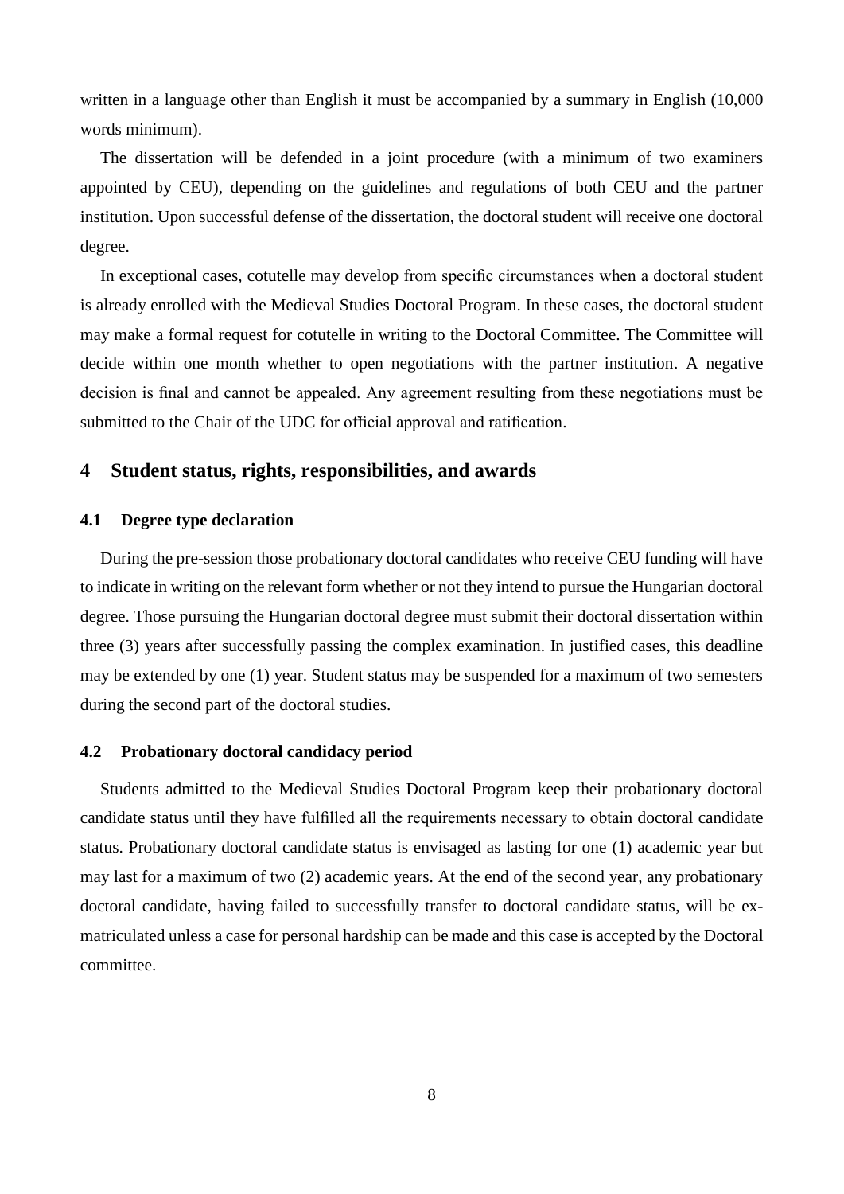written in a language other than English it must be accompanied by a summary in English (10,000 words minimum).

The dissertation will be defended in a joint procedure (with a minimum of two examiners appointed by CEU), depending on the guidelines and regulations of both CEU and the partner institution. Upon successful defense of the dissertation, the doctoral student will receive one doctoral degree.

In exceptional cases, cotutelle may develop from specific circumstances when a doctoral student is already enrolled with the Medieval Studies Doctoral Program. In these cases, the doctoral student may make a formal request for cotutelle in writing to the Doctoral Committee. The Committee will decide within one month whether to open negotiations with the partner institution. A negative decision is final and cannot be appealed. Any agreement resulting from these negotiations must be submitted to the Chair of the UDC for official approval and ratification.

# 4 Student status, rights, responsibilities, and awards

## 4.1 Degree type declaration

During the pre-session those probationary doctoral candidates who receive CEU funding will have to indicate in writing on the relevant form whether or not they intend to pursue the Hungarian doctoral degree. Those pursuing the Hungarian doctoral degree must submit their doctoral dissertation within three (3) years after successfully passing the complex examination. In justified cases, this deadline may be extended by one (1) year. Student status may be suspended for a maximum of two semesters during the second part of the doctoral studies.

## 4.2 Probationary doctoral candidacy period

Students admitted to the Medieval Studies Doctoral Program keep their probationary doctoral candidate status until they have fulfilled all the requirements necessary to obtain doctoral candidate status. Probationary doctoral candidate status is envisaged as lasting for one (1) academic year but may last for a maximum of two (2) academic years. At the end of the second year, any probationary doctoral candidate, having failed to successfully transfer to doctoral candidate status, will be ex-matriculated unless a case for personal hardship can be made and this case is accepted by the Doctoral committee.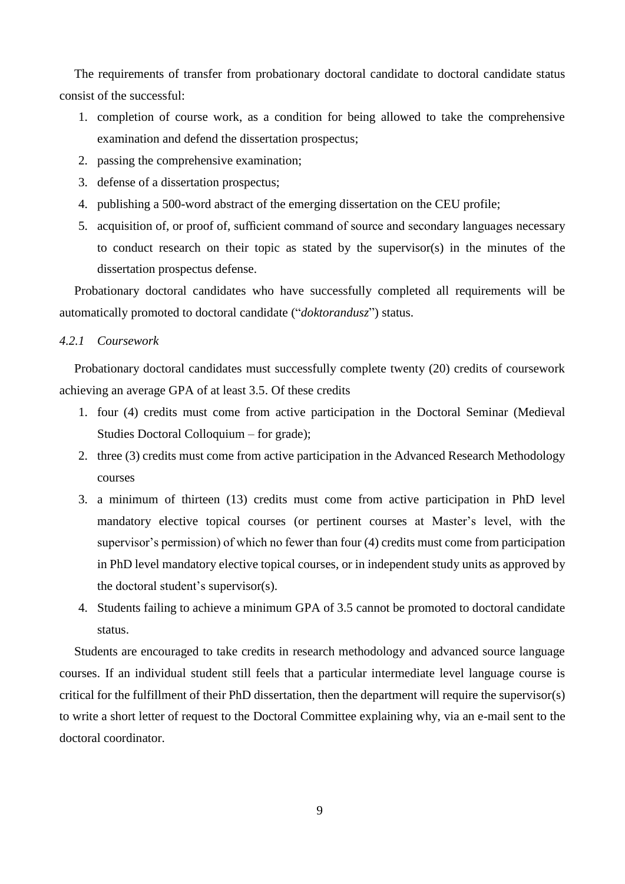The requirements of transfer from probationary doctoral candidate to doctoral candidate status consist of the successful:

1. completion of course work, as a condition for being allowed to take the comprehensive examination and defend the dissertation prospectus;
2. passing the comprehensive examination;
3. defense of a dissertation prospectus;
4. publishing a 500-word abstract of the emerging dissertation on the CEU profile;
5. acquisition of, or proof of, sufficient command of source and secondary languages necessary to conduct research on their topic as stated by the supervisor(s) in the minutes of the dissertation prospectus defense.

Probationary doctoral candidates who have successfully completed all requirements will be automatically promoted to doctoral candidate ("*doktorandusz*") status.

### *4.2.1 Coursework*

Probationary doctoral candidates must successfully complete twenty (20) credits of coursework achieving an average GPA of at least 3.5. Of these credits

1. four (4) credits must come from active participation in the Doctoral Seminar (Medieval Studies Doctoral Colloquium – for grade);
2. three (3) credits must come from active participation in the Advanced Research Methodology courses
3. a minimum of thirteen (13) credits must come from active participation in PhD level mandatory elective topical courses (or pertinent courses at Master's level, with the supervisor's permission) of which no fewer than four (4) credits must come from participation in PhD level mandatory elective topical courses, or in independent study units as approved by the doctoral student's supervisor(s).
4. Students failing to achieve a minimum GPA of 3.5 cannot be promoted to doctoral candidate status.

Students are encouraged to take credits in research methodology and advanced source language courses. If an individual student still feels that a particular intermediate level language course is critical for the fulfillment of their PhD dissertation, then the department will require the supervisor(s) to write a short letter of request to the Doctoral Committee explaining why, via an e-mail sent to the doctoral coordinator.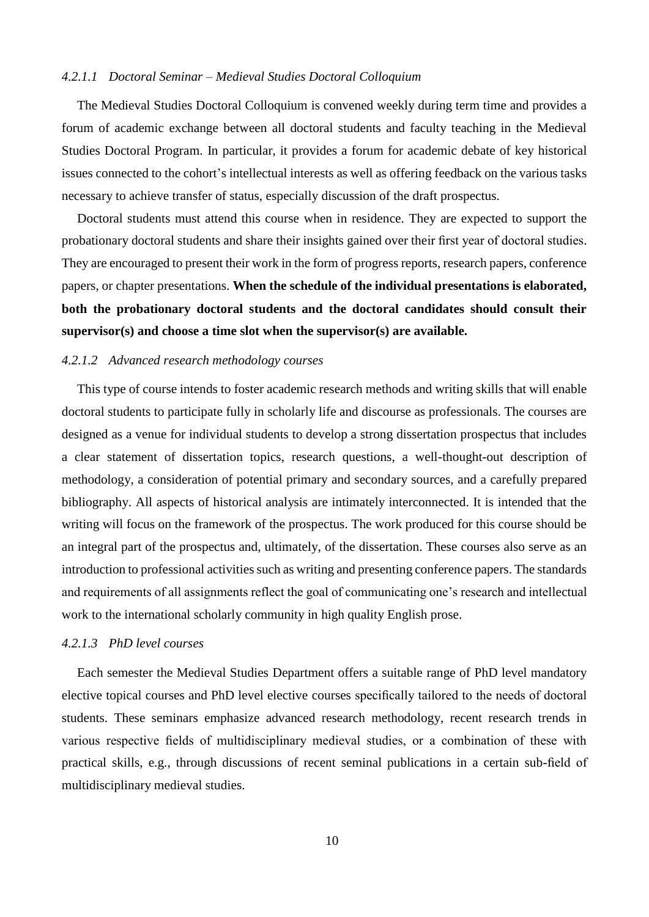#### *4.2.1.1 Doctoral Seminar – Medieval Studies Doctoral Colloquium*

The Medieval Studies Doctoral Colloquium is convened weekly during term time and provides a forum of academic exchange between all doctoral students and faculty teaching in the Medieval Studies Doctoral Program. In particular, it provides a forum for academic debate of key historical issues connected to the cohort's intellectual interests as well as offering feedback on the various tasks necessary to achieve transfer of status, especially discussion of the draft prospectus.

Doctoral students must attend this course when in residence. They are expected to support the probationary doctoral students and share their insights gained over their first year of doctoral studies. They are encouraged to present their work in the form of progress reports, research papers, conference papers, or chapter presentations. **When the schedule of the individual presentations is elaborated, both the probationary doctoral students and the doctoral candidates should consult their supervisor(s) and choose a time slot when the supervisor(s) are available.**

#### *4.2.1.2 Advanced research methodology courses*

This type of course intends to foster academic research methods and writing skills that will enable doctoral students to participate fully in scholarly life and discourse as professionals. The courses are designed as a venue for individual students to develop a strong dissertation prospectus that includes a clear statement of dissertation topics, research questions, a well-thought-out description of methodology, a consideration of potential primary and secondary sources, and a carefully prepared bibliography. All aspects of historical analysis are intimately interconnected. It is intended that the writing will focus on the framework of the prospectus. The work produced for this course should be an integral part of the prospectus and, ultimately, of the dissertation. These courses also serve as an introduction to professional activities such as writing and presenting conference papers. The standards and requirements of all assignments reflect the goal of communicating one's research and intellectual work to the international scholarly community in high quality English prose.

#### *4.2.1.3 PhD level courses*

Each semester the Medieval Studies Department offers a suitable range of PhD level mandatory elective topical courses and PhD level elective courses specifically tailored to the needs of doctoral students. These seminars emphasize advanced research methodology, recent research trends in various respective fields of multidisciplinary medieval studies, or a combination of these with practical skills, e.g., through discussions of recent seminal publications in a certain sub-field of multidisciplinary medieval studies.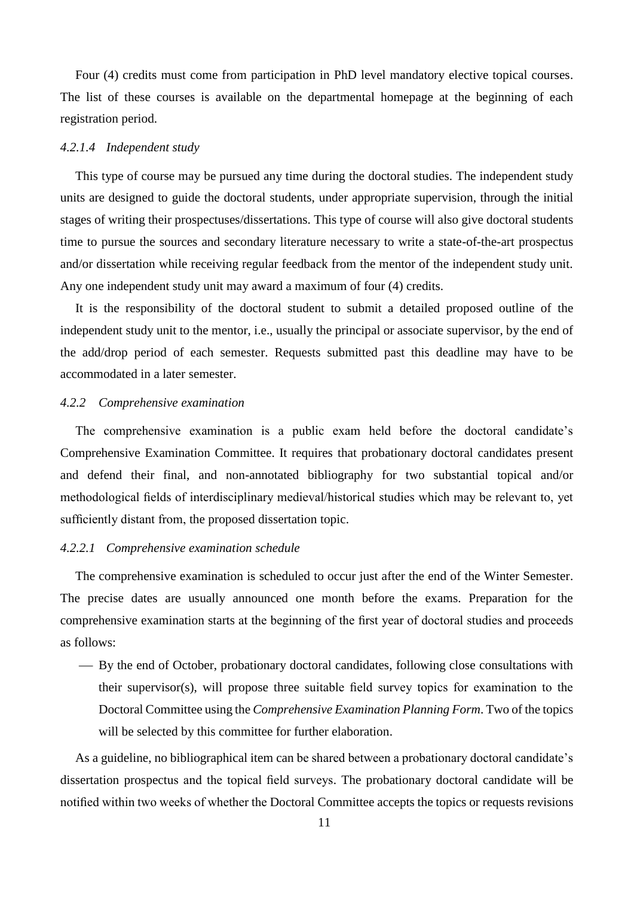Four (4) credits must come from participation in PhD level mandatory elective topical courses. The list of these courses is available on the departmental homepage at the beginning of each registration period.

#### *4.2.1.4 Independent study*

This type of course may be pursued any time during the doctoral studies. The independent study units are designed to guide the doctoral students, under appropriate supervision, through the initial stages of writing their prospectuses/dissertations. This type of course will also give doctoral students time to pursue the sources and secondary literature necessary to write a state-of-the-art prospectus and/or dissertation while receiving regular feedback from the mentor of the independent study unit. Any one independent study unit may award a maximum of four (4) credits.

It is the responsibility of the doctoral student to submit a detailed proposed outline of the independent study unit to the mentor, i.e., usually the principal or associate supervisor, by the end of the add/drop period of each semester. Requests submitted past this deadline may have to be accommodated in a later semester.

### *4.2.2 Comprehensive examination*

The comprehensive examination is a public exam held before the doctoral candidate's Comprehensive Examination Committee. It requires that probationary doctoral candidates present and defend their final, and non-annotated bibliography for two substantial topical and/or methodological fields of interdisciplinary medieval/historical studies which may be relevant to, yet sufficiently distant from, the proposed dissertation topic.

#### *4.2.2.1 Comprehensive examination schedule*

The comprehensive examination is scheduled to occur just after the end of the Winter Semester. The precise dates are usually announced one month before the exams. Preparation for the comprehensive examination starts at the beginning of the first year of doctoral studies and proceeds as follows:

- By the end of October, probationary doctoral candidates, following close consultations with their supervisor(s), will propose three suitable field survey topics for examination to the Doctoral Committee using the *Comprehensive Examination Planning Form*. Two of the topics will be selected by this committee for further elaboration.

As a guideline, no bibliographical item can be shared between a probationary doctoral candidate's dissertation prospectus and the topical field surveys. The probationary doctoral candidate will be notified within two weeks of whether the Doctoral Committee accepts the topics or requests revisions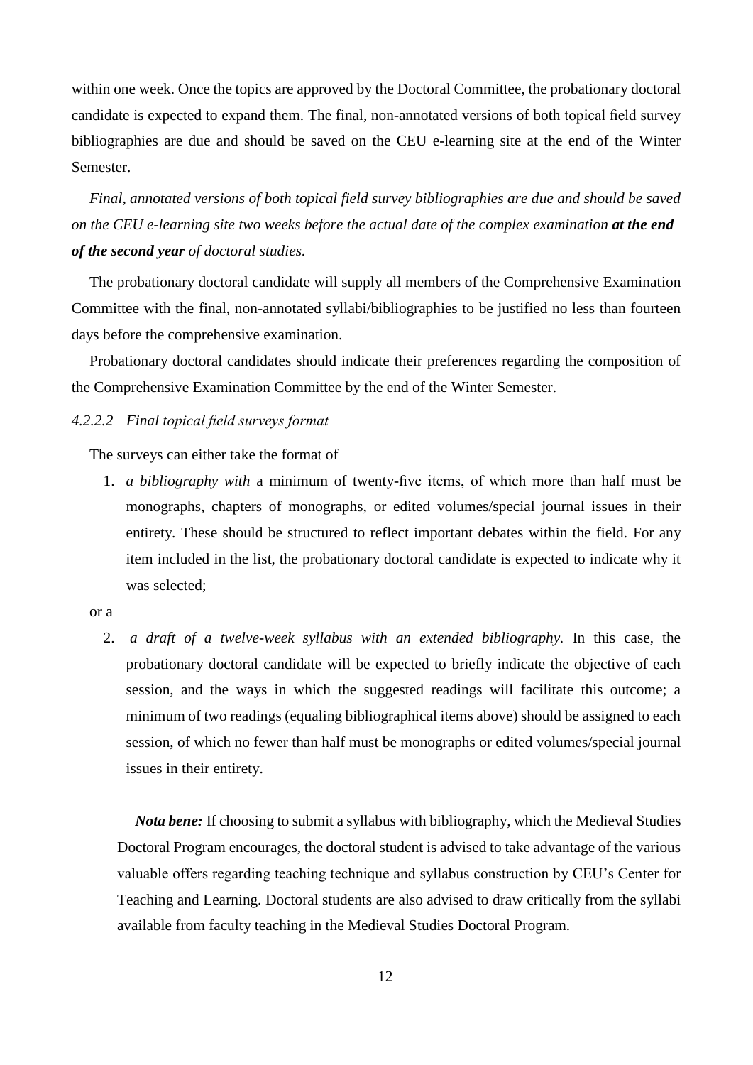within one week. Once the topics are approved by the Doctoral Committee, the probationary doctoral candidate is expected to expand them. The final, non-annotated versions of both topical field survey bibliographies are due and should be saved on the CEU e-learning site at the end of the Winter Semester.

*Final, annotated versions of both topical field survey bibliographies are due and should be saved on the CEU e-learning site two weeks before the actual date of the complex examination **at the end of the second year** of doctoral studies.*

The probationary doctoral candidate will supply all members of the Comprehensive Examination Committee with the final, non-annotated syllabi/bibliographies to be justified no less than fourteen days before the comprehensive examination.

Probationary doctoral candidates should indicate their preferences regarding the composition of the Comprehensive Examination Committee by the end of the Winter Semester.

#### *4.2.2.2 Final topical field surveys format*

The surveys can either take the format of

1. *a bibliography with* a minimum of twenty-five items, of which more than half must be monographs, chapters of monographs, or edited volumes/special journal issues in their entirety. These should be structured to reflect important debates within the field. For any item included in the list, the probationary doctoral candidate is expected to indicate why it was selected;

or a

2. *a draft of a twelve-week syllabus with an extended bibliography*. In this case, the probationary doctoral candidate will be expected to briefly indicate the objective of each session, and the ways in which the suggested readings will facilitate this outcome; a minimum of two readings (equaling bibliographical items above) should be assigned to each session, of which no fewer than half must be monographs or edited volumes/special journal issues in their entirety.

***Nota bene:*** If choosing to submit a syllabus with bibliography, which the Medieval Studies Doctoral Program encourages, the doctoral student is advised to take advantage of the various valuable offers regarding teaching technique and syllabus construction by CEU's Center for Teaching and Learning. Doctoral students are also advised to draw critically from the syllabi available from faculty teaching in the Medieval Studies Doctoral Program.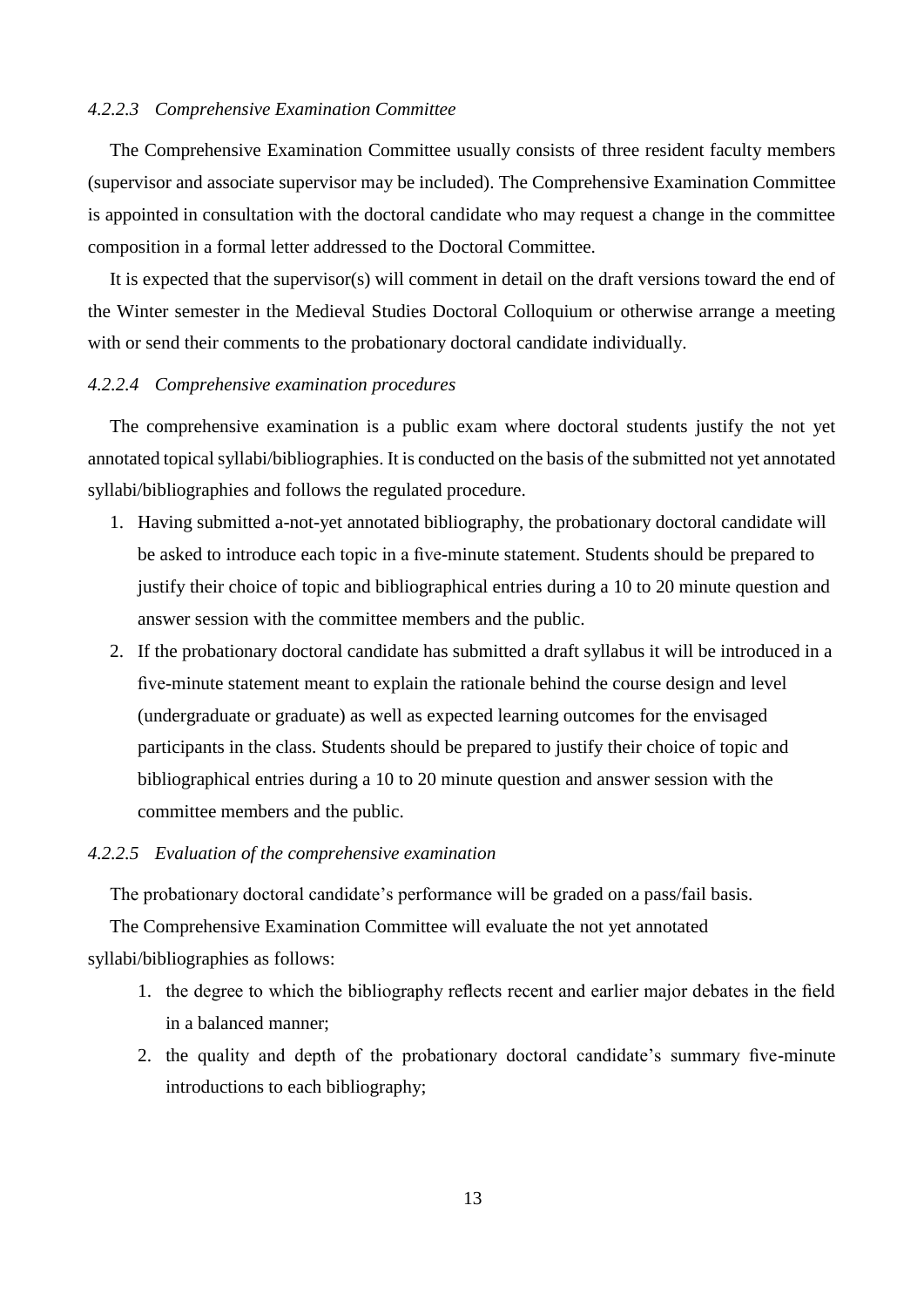#### *4.2.2.3 Comprehensive Examination Committee*

The Comprehensive Examination Committee usually consists of three resident faculty members (supervisor and associate supervisor may be included). The Comprehensive Examination Committee is appointed in consultation with the doctoral candidate who may request a change in the committee composition in a formal letter addressed to the Doctoral Committee.

It is expected that the supervisor(s) will comment in detail on the draft versions toward the end of the Winter semester in the Medieval Studies Doctoral Colloquium or otherwise arrange a meeting with or send their comments to the probationary doctoral candidate individually.

#### *4.2.2.4 Comprehensive examination procedures*

The comprehensive examination is a public exam where doctoral students justify the not yet annotated topical syllabi/bibliographies. It is conducted on the basis of the submitted not yet annotated syllabi/bibliographies and follows the regulated procedure.

1. Having submitted a-not-yet annotated bibliography, the probationary doctoral candidate will be asked to introduce each topic in a five-minute statement. Students should be prepared to justify their choice of topic and bibliographical entries during a 10 to 20 minute question and answer session with the committee members and the public.
2. If the probationary doctoral candidate has submitted a draft syllabus it will be introduced in a five-minute statement meant to explain the rationale behind the course design and level (undergraduate or graduate) as well as expected learning outcomes for the envisaged participants in the class. Students should be prepared to justify their choice of topic and bibliographical entries during a 10 to 20 minute question and answer session with the committee members and the public.

#### *4.2.2.5 Evaluation of the comprehensive examination*

The probationary doctoral candidate's performance will be graded on a pass/fail basis.

The Comprehensive Examination Committee will evaluate the not yet annotated syllabi/bibliographies as follows:

1. the degree to which the bibliography reflects recent and earlier major debates in the field in a balanced manner;
2. the quality and depth of the probationary doctoral candidate's summary five-minute introductions to each bibliography;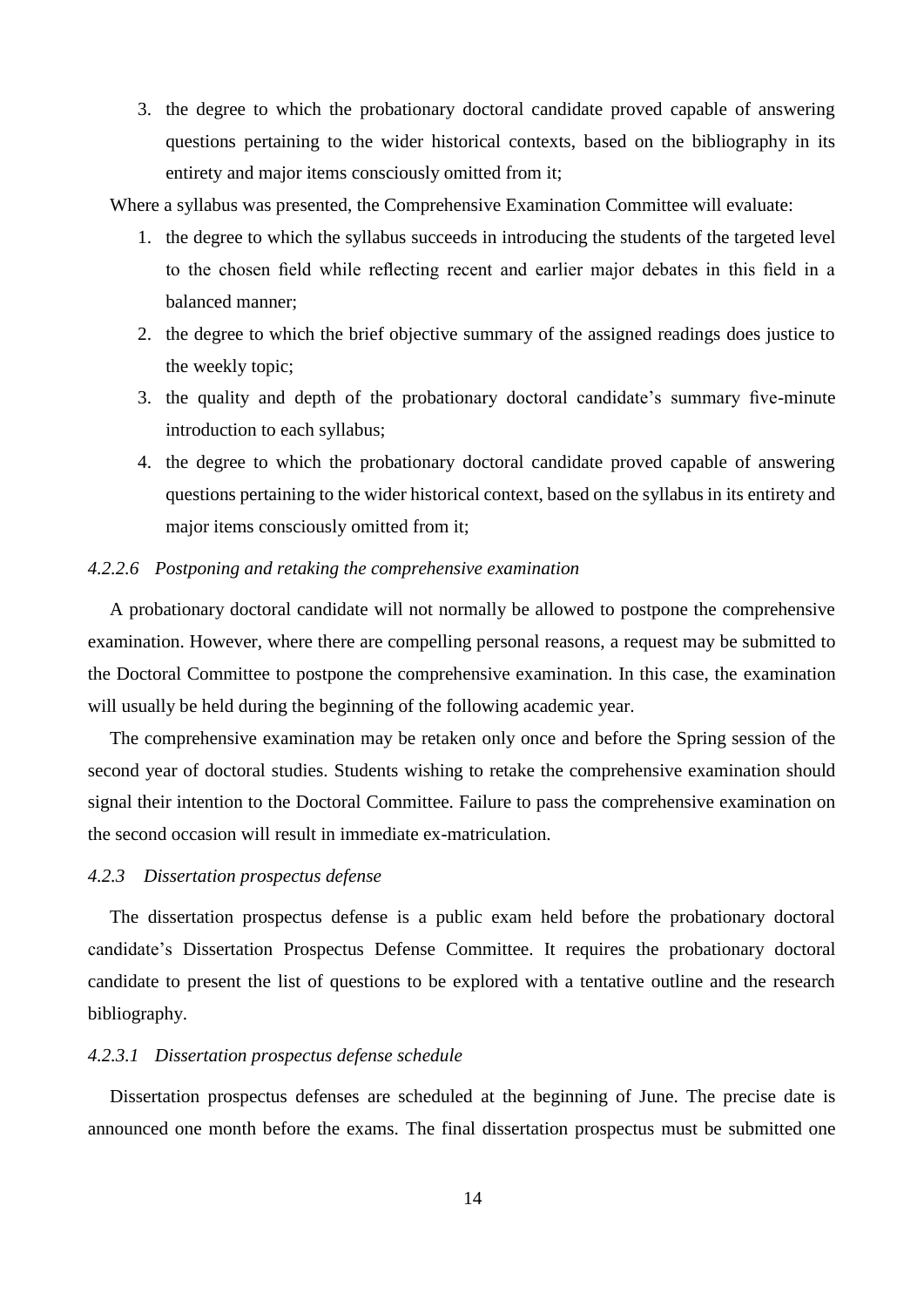3. the degree to which the probationary doctoral candidate proved capable of answering questions pertaining to the wider historical contexts, based on the bibliography in its entirety and major items consciously omitted from it;

Where a syllabus was presented, the Comprehensive Examination Committee will evaluate:

1. the degree to which the syllabus succeeds in introducing the students of the targeted level to the chosen field while reflecting recent and earlier major debates in this field in a balanced manner;
2. the degree to which the brief objective summary of the assigned readings does justice to the weekly topic;
3. the quality and depth of the probationary doctoral candidate's summary five-minute introduction to each syllabus;
4. the degree to which the probationary doctoral candidate proved capable of answering questions pertaining to the wider historical context, based on the syllabus in its entirety and major items consciously omitted from it;

#### *4.2.2.6 Postponing and retaking the comprehensive examination*

A probationary doctoral candidate will not normally be allowed to postpone the comprehensive examination. However, where there are compelling personal reasons, a request may be submitted to the Doctoral Committee to postpone the comprehensive examination. In this case, the examination will usually be held during the beginning of the following academic year.

The comprehensive examination may be retaken only once and before the Spring session of the second year of doctoral studies. Students wishing to retake the comprehensive examination should signal their intention to the Doctoral Committee. Failure to pass the comprehensive examination on the second occasion will result in immediate ex-matriculation.

### *4.2.3 Dissertation prospectus defense*

The dissertation prospectus defense is a public exam held before the probationary doctoral candidate's Dissertation Prospectus Defense Committee. It requires the probationary doctoral candidate to present the list of questions to be explored with a tentative outline and the research bibliography.

#### *4.2.3.1 Dissertation prospectus defense schedule*

Dissertation prospectus defenses are scheduled at the beginning of June. The precise date is announced one month before the exams. The final dissertation prospectus must be submitted one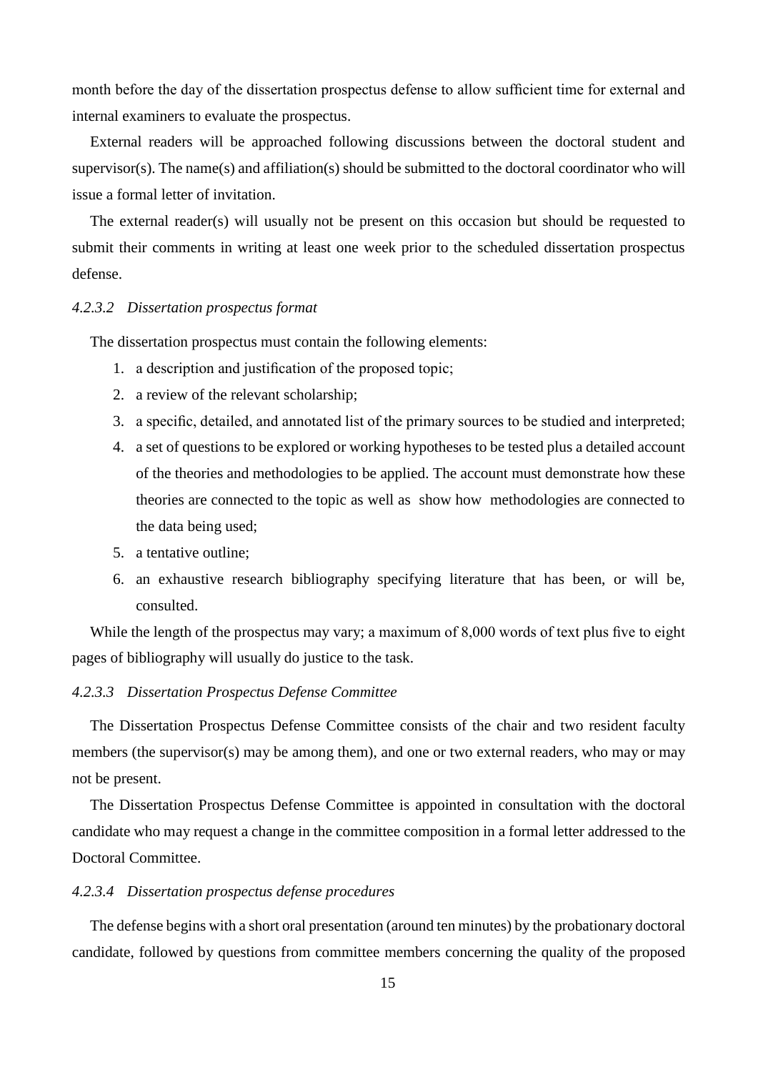month before the day of the dissertation prospectus defense to allow sufficient time for external and internal examiners to evaluate the prospectus.

External readers will be approached following discussions between the doctoral student and supervisor(s). The name(s) and affiliation(s) should be submitted to the doctoral coordinator who will issue a formal letter of invitation.

The external reader(s) will usually not be present on this occasion but should be requested to submit their comments in writing at least one week prior to the scheduled dissertation prospectus defense.

#### *4.2.3.2 Dissertation prospectus format*

The dissertation prospectus must contain the following elements:

1. a description and justification of the proposed topic;
2. a review of the relevant scholarship;
3. a specific, detailed, and annotated list of the primary sources to be studied and interpreted;
4. a set of questions to be explored or working hypotheses to be tested plus a detailed account of the theories and methodologies to be applied. The account must demonstrate how these theories are connected to the topic as well as show how methodologies are connected to the data being used;
5. a tentative outline;
6. an exhaustive research bibliography specifying literature that has been, or will be, consulted.

While the length of the prospectus may vary; a maximum of 8,000 words of text plus five to eight pages of bibliography will usually do justice to the task.

#### *4.2.3.3 Dissertation Prospectus Defense Committee*

The Dissertation Prospectus Defense Committee consists of the chair and two resident faculty members (the supervisor(s) may be among them), and one or two external readers, who may or may not be present.

The Dissertation Prospectus Defense Committee is appointed in consultation with the doctoral candidate who may request a change in the committee composition in a formal letter addressed to the Doctoral Committee.

#### *4.2.3.4 Dissertation prospectus defense procedures*

The defense begins with a short oral presentation (around ten minutes) by the probationary doctoral candidate, followed by questions from committee members concerning the quality of the proposed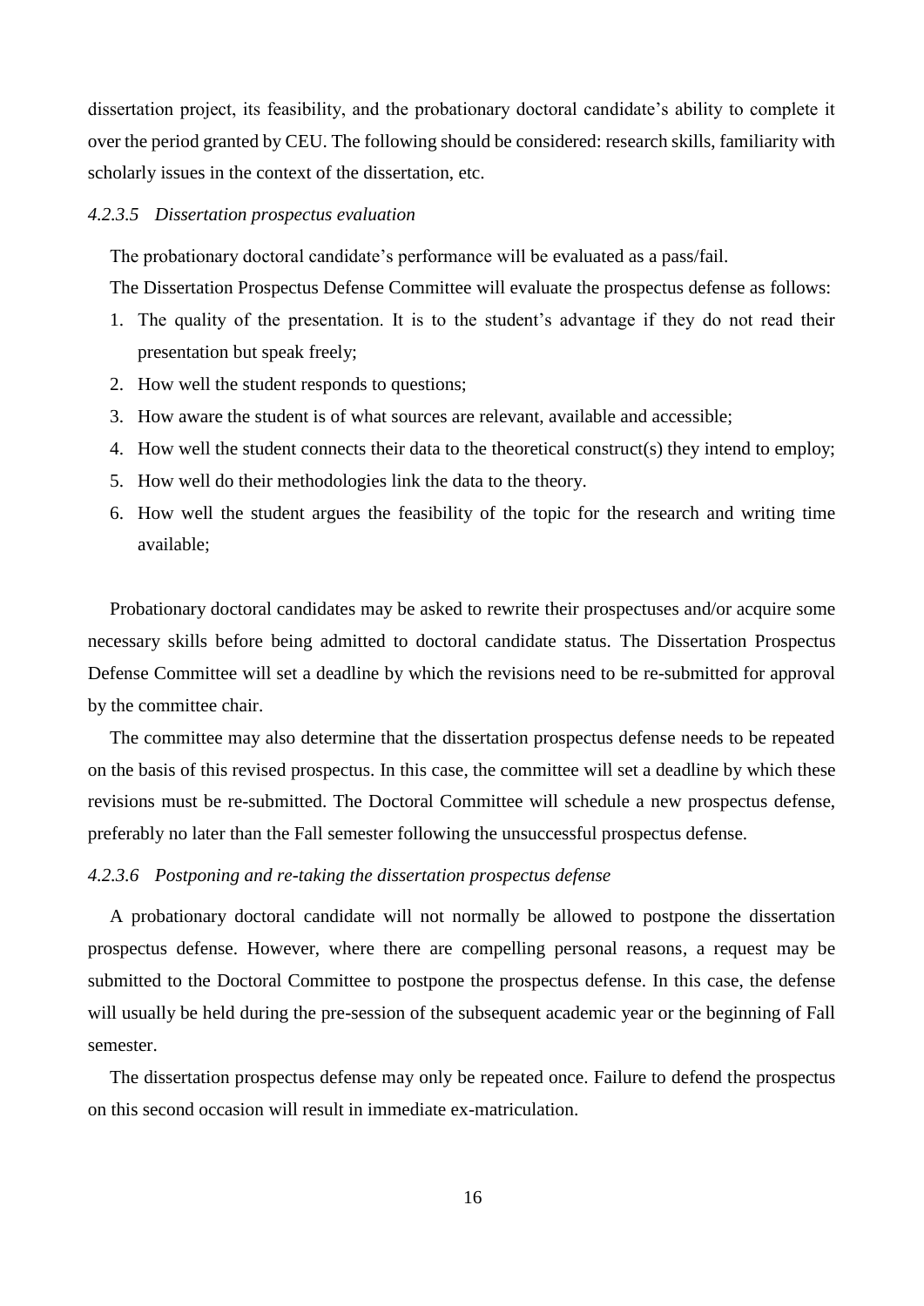dissertation project, its feasibility, and the probationary doctoral candidate's ability to complete it over the period granted by CEU. The following should be considered: research skills, familiarity with scholarly issues in the context of the dissertation, etc.

#### *4.2.3.5 Dissertation prospectus evaluation*

The probationary doctoral candidate's performance will be evaluated as a pass/fail.

The Dissertation Prospectus Defense Committee will evaluate the prospectus defense as follows:

1. The quality of the presentation. It is to the student's advantage if they do not read their presentation but speak freely;
2. How well the student responds to questions;
3. How aware the student is of what sources are relevant, available and accessible;
4. How well the student connects their data to the theoretical construct(s) they intend to employ;
5. How well do their methodologies link the data to the theory.
6. How well the student argues the feasibility of the topic for the research and writing time available;

Probationary doctoral candidates may be asked to rewrite their prospectuses and/or acquire some necessary skills before being admitted to doctoral candidate status. The Dissertation Prospectus Defense Committee will set a deadline by which the revisions need to be re-submitted for approval by the committee chair.

The committee may also determine that the dissertation prospectus defense needs to be repeated on the basis of this revised prospectus. In this case, the committee will set a deadline by which these revisions must be re-submitted. The Doctoral Committee will schedule a new prospectus defense, preferably no later than the Fall semester following the unsuccessful prospectus defense.

#### *4.2.3.6 Postponing and re-taking the dissertation prospectus defense*

A probationary doctoral candidate will not normally be allowed to postpone the dissertation prospectus defense. However, where there are compelling personal reasons, a request may be submitted to the Doctoral Committee to postpone the prospectus defense. In this case, the defense will usually be held during the pre-session of the subsequent academic year or the beginning of Fall semester.

The dissertation prospectus defense may only be repeated once. Failure to defend the prospectus on this second occasion will result in immediate ex-matriculation.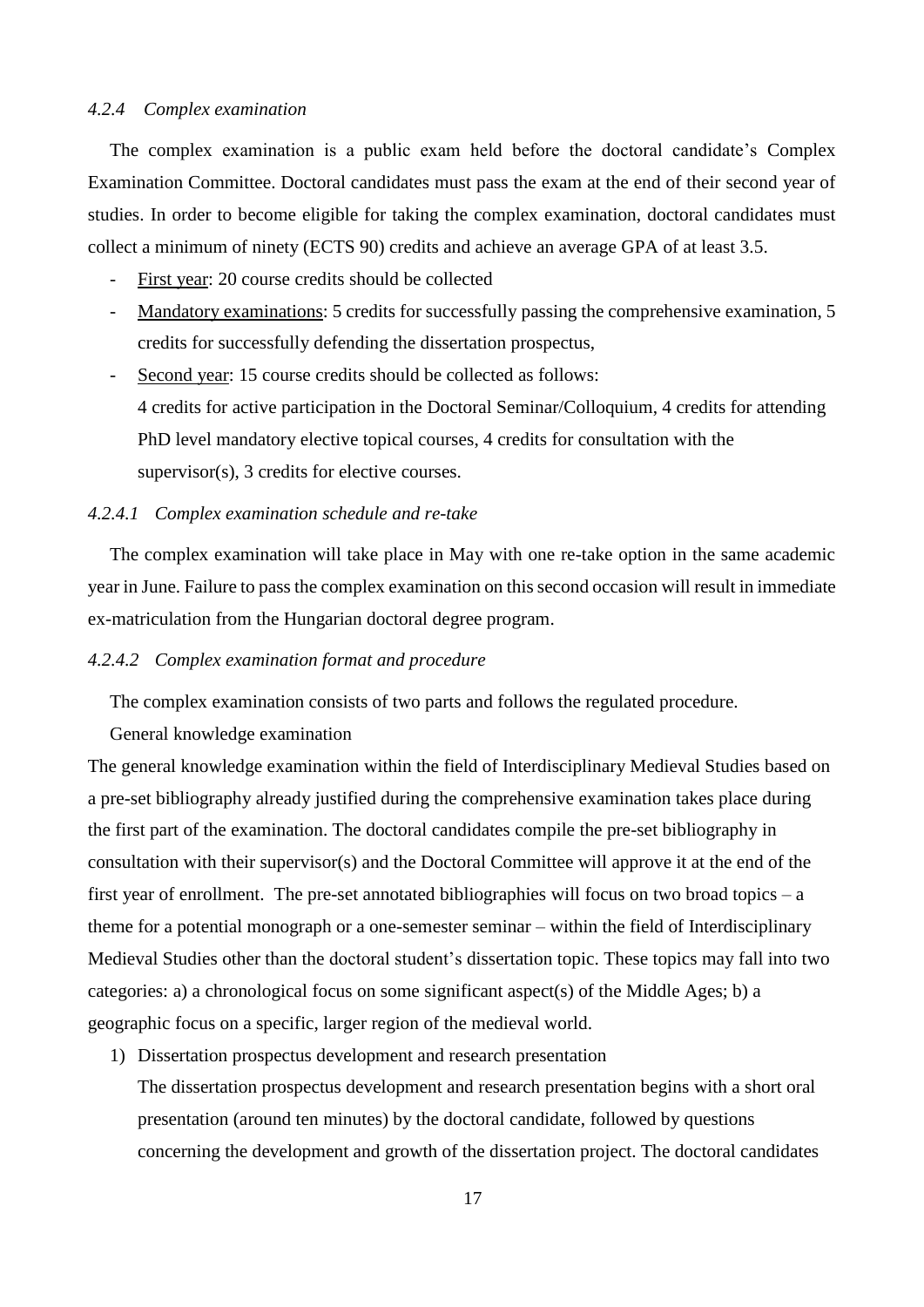#### *4.2.4 Complex examination*

The complex examination is a public exam held before the doctoral candidate's Complex Examination Committee. Doctoral candidates must pass the exam at the end of their second year of studies. In order to become eligible for taking the complex examination, doctoral candidates must collect a minimum of ninety (ECTS 90) credits and achieve an average GPA of at least 3.5.

- First year: 20 course credits should be collected
- Mandatory examinations: 5 credits for successfully passing the comprehensive examination, 5 credits for successfully defending the dissertation prospectus,
- Second year: 15 course credits should be collected as follows:
  4 credits for active participation in the Doctoral Seminar/Colloquium, 4 credits for attending PhD level mandatory elective topical courses, 4 credits for consultation with the supervisor(s), 3 credits for elective courses.

##### *4.2.4.1 Complex examination schedule and re-take*

The complex examination will take place in May with one re-take option in the same academic year in June. Failure to pass the complex examination on this second occasion will result in immediate ex-matriculation from the Hungarian doctoral degree program.

##### *4.2.4.2 Complex examination format and procedure*

The complex examination consists of two parts and follows the regulated procedure.

General knowledge examination

The general knowledge examination within the field of Interdisciplinary Medieval Studies based on a pre-set bibliography already justified during the comprehensive examination takes place during the first part of the examination. The doctoral candidates compile the pre-set bibliography in consultation with their supervisor(s) and the Doctoral Committee will approve it at the end of the first year of enrollment. The pre-set annotated bibliographies will focus on two broad topics – a theme for a potential monograph or a one-semester seminar – within the field of Interdisciplinary Medieval Studies other than the doctoral student's dissertation topic. These topics may fall into two categories: a) a chronological focus on some significant aspect(s) of the Middle Ages; b) a geographic focus on a specific, larger region of the medieval world.

1) Dissertation prospectus development and research presentation
   The dissertation prospectus development and research presentation begins with a short oral presentation (around ten minutes) by the doctoral candidate, followed by questions concerning the development and growth of the dissertation project. The doctoral candidates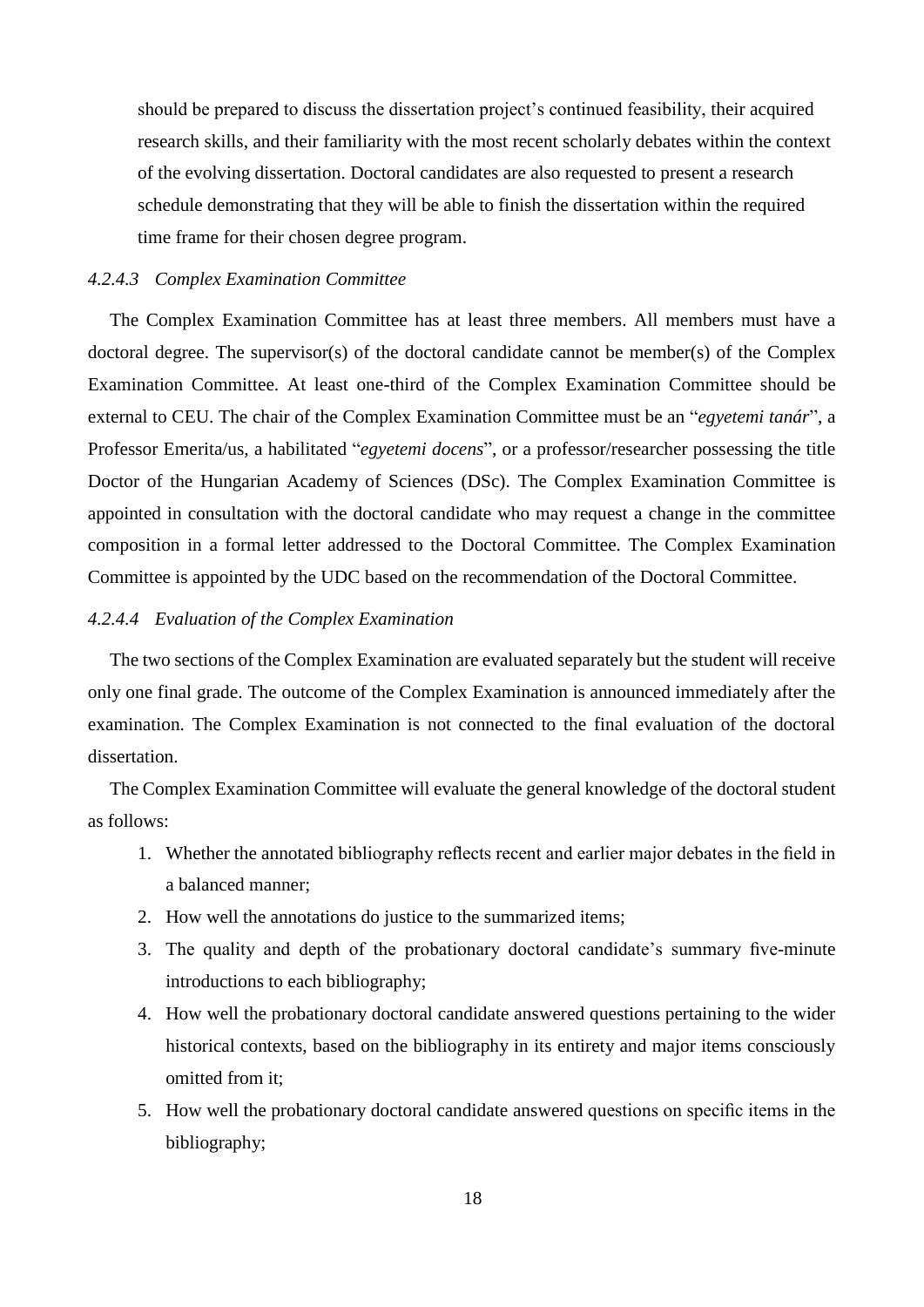should be prepared to discuss the dissertation project's continued feasibility, their acquired research skills, and their familiarity with the most recent scholarly debates within the context of the evolving dissertation. Doctoral candidates are also requested to present a research schedule demonstrating that they will be able to finish the dissertation within the required time frame for their chosen degree program.

#### *4.2.4.3 Complex Examination Committee*

The Complex Examination Committee has at least three members. All members must have a doctoral degree. The supervisor(s) of the doctoral candidate cannot be member(s) of the Complex Examination Committee. At least one-third of the Complex Examination Committee should be external to CEU. The chair of the Complex Examination Committee must be an "*egyetemi tanár*", a Professor Emerita/us, a habilitated "*egyetemi docens*", or a professor/researcher possessing the title Doctor of the Hungarian Academy of Sciences (DSc). The Complex Examination Committee is appointed in consultation with the doctoral candidate who may request a change in the committee composition in a formal letter addressed to the Doctoral Committee. The Complex Examination Committee is appointed by the UDC based on the recommendation of the Doctoral Committee.

#### *4.2.4.4 Evaluation of the Complex Examination*

The two sections of the Complex Examination are evaluated separately but the student will receive only one final grade. The outcome of the Complex Examination is announced immediately after the examination. The Complex Examination is not connected to the final evaluation of the doctoral dissertation.

The Complex Examination Committee will evaluate the general knowledge of the doctoral student as follows:

1. Whether the annotated bibliography reflects recent and earlier major debates in the field in a balanced manner;
2. How well the annotations do justice to the summarized items;
3. The quality and depth of the probationary doctoral candidate's summary five-minute introductions to each bibliography;
4. How well the probationary doctoral candidate answered questions pertaining to the wider historical contexts, based on the bibliography in its entirety and major items consciously omitted from it;
5. How well the probationary doctoral candidate answered questions on specific items in the bibliography;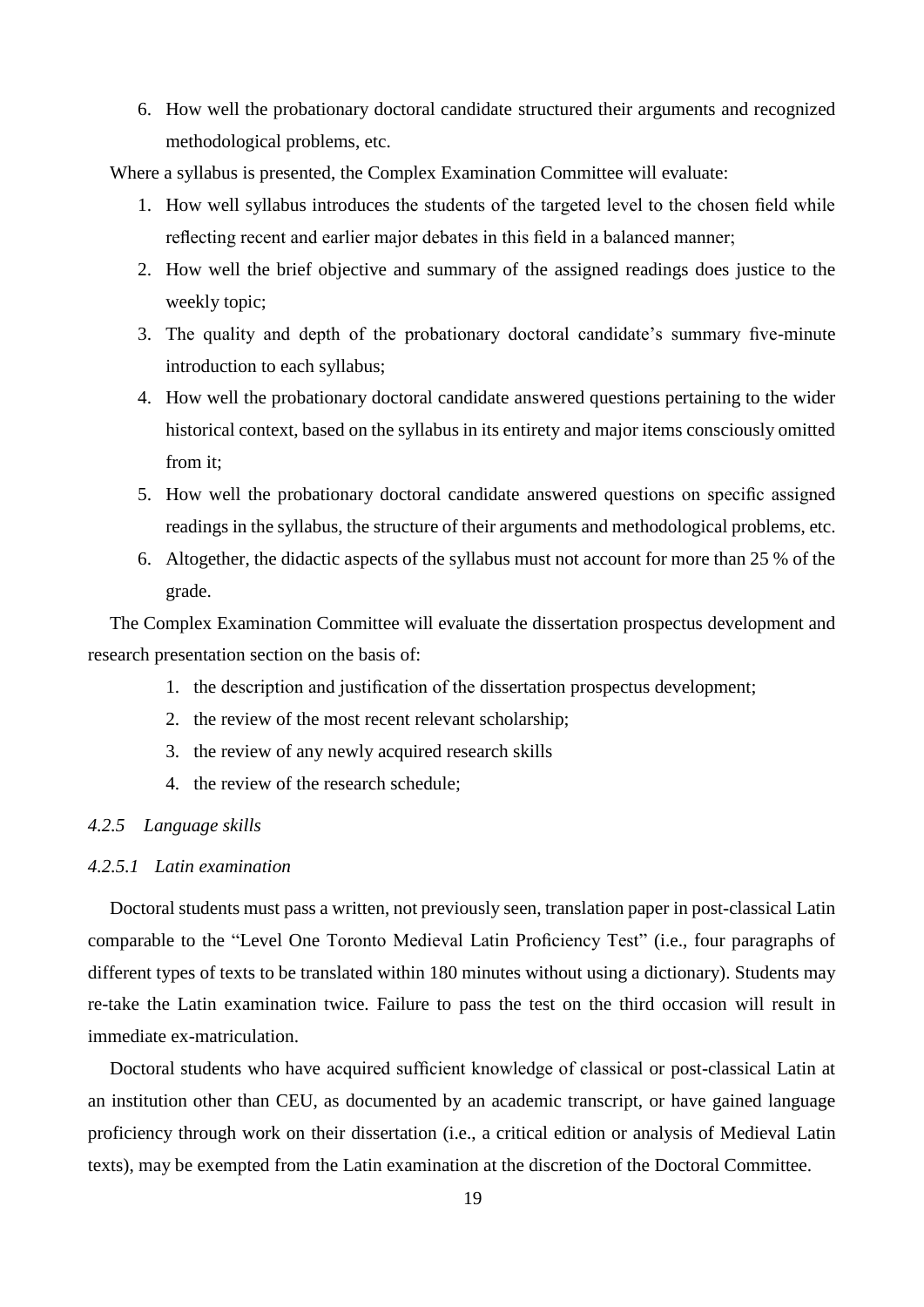6. How well the probationary doctoral candidate structured their arguments and recognized methodological problems, etc.

Where a syllabus is presented, the Complex Examination Committee will evaluate:

1. How well syllabus introduces the students of the targeted level to the chosen field while reflecting recent and earlier major debates in this field in a balanced manner;
2. How well the brief objective and summary of the assigned readings does justice to the weekly topic;
3. The quality and depth of the probationary doctoral candidate's summary five-minute introduction to each syllabus;
4. How well the probationary doctoral candidate answered questions pertaining to the wider historical context, based on the syllabus in its entirety and major items consciously omitted from it;
5. How well the probationary doctoral candidate answered questions on specific assigned readings in the syllabus, the structure of their arguments and methodological problems, etc.
6. Altogether, the didactic aspects of the syllabus must not account for more than 25 % of the grade.

The Complex Examination Committee will evaluate the dissertation prospectus development and research presentation section on the basis of:

1. the description and justification of the dissertation prospectus development;
2. the review of the most recent relevant scholarship;
3. the review of any newly acquired research skills
4. the review of the research schedule;

#### *4.2.5 Language skills*

##### *4.2.5.1 Latin examination*

Doctoral students must pass a written, not previously seen, translation paper in post-classical Latin comparable to the "Level One Toronto Medieval Latin Proficiency Test" (i.e., four paragraphs of different types of texts to be translated within 180 minutes without using a dictionary). Students may re-take the Latin examination twice. Failure to pass the test on the third occasion will result in immediate ex-matriculation.

Doctoral students who have acquired sufficient knowledge of classical or post-classical Latin at an institution other than CEU, as documented by an academic transcript, or have gained language proficiency through work on their dissertation (i.e., a critical edition or analysis of Medieval Latin texts), may be exempted from the Latin examination at the discretion of the Doctoral Committee.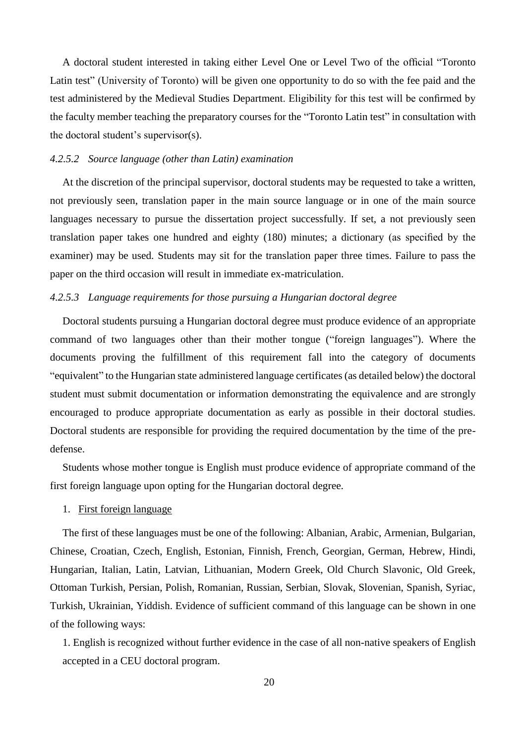A doctoral student interested in taking either Level One or Level Two of the official "Toronto Latin test" (University of Toronto) will be given one opportunity to do so with the fee paid and the test administered by the Medieval Studies Department. Eligibility for this test will be confirmed by the faculty member teaching the preparatory courses for the "Toronto Latin test" in consultation with the doctoral student's supervisor(s).

#### *4.2.5.2 Source language (other than Latin) examination*

At the discretion of the principal supervisor, doctoral students may be requested to take a written, not previously seen, translation paper in the main source language or in one of the main source languages necessary to pursue the dissertation project successfully. If set, a not previously seen translation paper takes one hundred and eighty (180) minutes; a dictionary (as specified by the examiner) may be used. Students may sit for the translation paper three times. Failure to pass the paper on the third occasion will result in immediate ex-matriculation.

#### *4.2.5.3 Language requirements for those pursuing a Hungarian doctoral degree*

Doctoral students pursuing a Hungarian doctoral degree must produce evidence of an appropriate command of two languages other than their mother tongue ("foreign languages"). Where the documents proving the fulfillment of this requirement fall into the category of documents "equivalent" to the Hungarian state administered language certificates (as detailed below) the doctoral student must submit documentation or information demonstrating the equivalence and are strongly encouraged to produce appropriate documentation as early as possible in their doctoral studies. Doctoral students are responsible for providing the required documentation by the time of the pre-defense.

Students whose mother tongue is English must produce evidence of appropriate command of the first foreign language upon opting for the Hungarian doctoral degree.

1. First foreign language

The first of these languages must be one of the following: Albanian, Arabic, Armenian, Bulgarian, Chinese, Croatian, Czech, English, Estonian, Finnish, French, Georgian, German, Hebrew, Hindi, Hungarian, Italian, Latin, Latvian, Lithuanian, Modern Greek, Old Church Slavonic, Old Greek, Ottoman Turkish, Persian, Polish, Romanian, Russian, Serbian, Slovak, Slovenian, Spanish, Syriac, Turkish, Ukrainian, Yiddish. Evidence of sufficient command of this language can be shown in one of the following ways:

1. English is recognized without further evidence in the case of all non-native speakers of English accepted in a CEU doctoral program.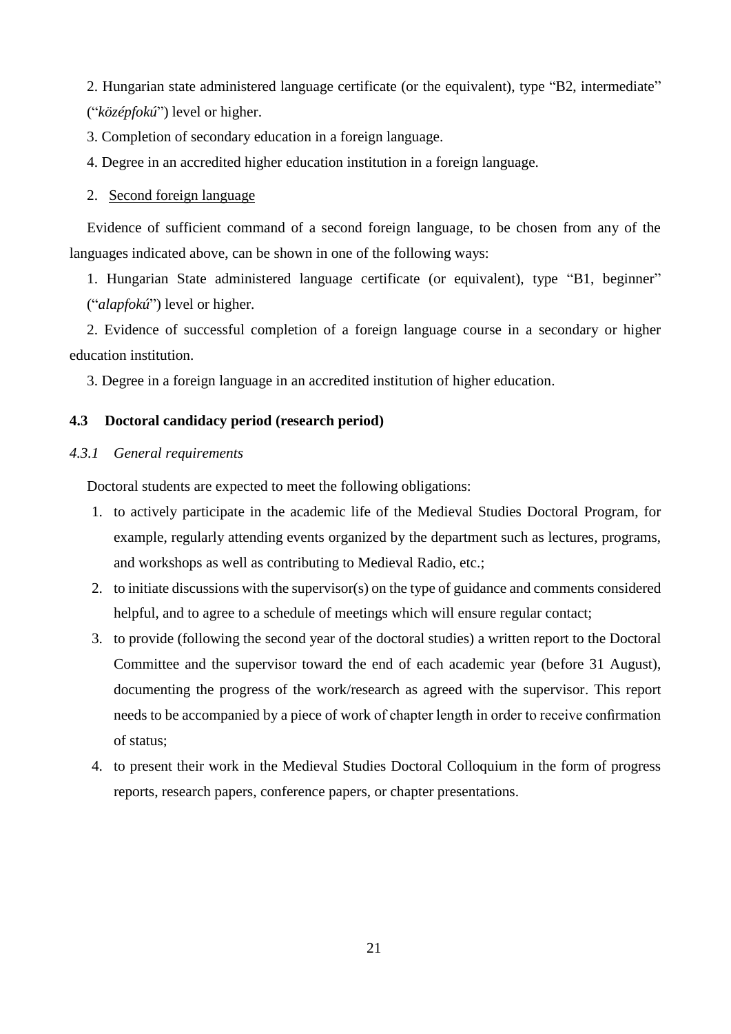2. Hungarian state administered language certificate (or the equivalent), type “B2, intermediate” (“*középfokú*”) level or higher.

3. Completion of secondary education in a foreign language.

4. Degree in an accredited higher education institution in a foreign language.

2. Second foreign language

Evidence of sufficient command of a second foreign language, to be chosen from any of the languages indicated above, can be shown in one of the following ways:

1. Hungarian State administered language certificate (or equivalent), type “B1, beginner” (“*alapfokú*”) level or higher.

2. Evidence of successful completion of a foreign language course in a secondary or higher education institution.

3. Degree in a foreign language in an accredited institution of higher education.

## 4.3 Doctoral candidacy period (research period)

### *4.3.1 General requirements*

Doctoral students are expected to meet the following obligations:

1. to actively participate in the academic life of the Medieval Studies Doctoral Program, for example, regularly attending events organized by the department such as lectures, programs, and workshops as well as contributing to Medieval Radio, etc.;
2. to initiate discussions with the supervisor(s) on the type of guidance and comments considered helpful, and to agree to a schedule of meetings which will ensure regular contact;
3. to provide (following the second year of the doctoral studies) a written report to the Doctoral Committee and the supervisor toward the end of each academic year (before 31 August), documenting the progress of the work/research as agreed with the supervisor. This report needs to be accompanied by a piece of work of chapter length in order to receive confirmation of status;
4. to present their work in the Medieval Studies Doctoral Colloquium in the form of progress reports, research papers, conference papers, or chapter presentations.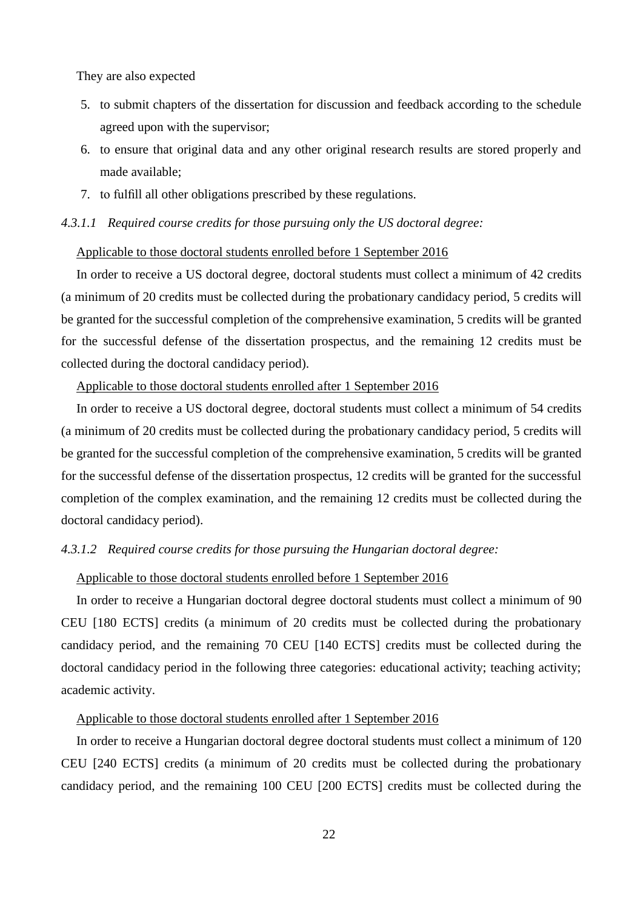They are also expected

5. to submit chapters of the dissertation for discussion and feedback according to the schedule agreed upon with the supervisor;
6. to ensure that original data and any other original research results are stored properly and made available;
7. to fulfill all other obligations prescribed by these regulations.

*4.3.1.1 Required course credits for those pursuing only the US doctoral degree:*

<u>Applicable to those doctoral students enrolled before 1 September 2016</u>

In order to receive a US doctoral degree, doctoral students must collect a minimum of 42 credits (a minimum of 20 credits must be collected during the probationary candidacy period, 5 credits will be granted for the successful completion of the comprehensive examination, 5 credits will be granted for the successful defense of the dissertation prospectus, and the remaining 12 credits must be collected during the doctoral candidacy period).

<u>Applicable to those doctoral students enrolled after 1 September 2016</u>

In order to receive a US doctoral degree, doctoral students must collect a minimum of 54 credits (a minimum of 20 credits must be collected during the probationary candidacy period, 5 credits will be granted for the successful completion of the comprehensive examination, 5 credits will be granted for the successful defense of the dissertation prospectus, 12 credits will be granted for the successful completion of the complex examination, and the remaining 12 credits must be collected during the doctoral candidacy period).

*4.3.1.2 Required course credits for those pursuing the Hungarian doctoral degree:*

<u>Applicable to those doctoral students enrolled before 1 September 2016</u>

In order to receive a Hungarian doctoral degree doctoral students must collect a minimum of 90 CEU [180 ECTS] credits (a minimum of 20 credits must be collected during the probationary candidacy period, and the remaining 70 CEU [140 ECTS] credits must be collected during the doctoral candidacy period in the following three categories: educational activity; teaching activity; academic activity.

<u>Applicable to those doctoral students enrolled after 1 September 2016</u>

In order to receive a Hungarian doctoral degree doctoral students must collect a minimum of 120 CEU [240 ECTS] credits (a minimum of 20 credits must be collected during the probationary candidacy period, and the remaining 100 CEU [200 ECTS] credits must be collected during the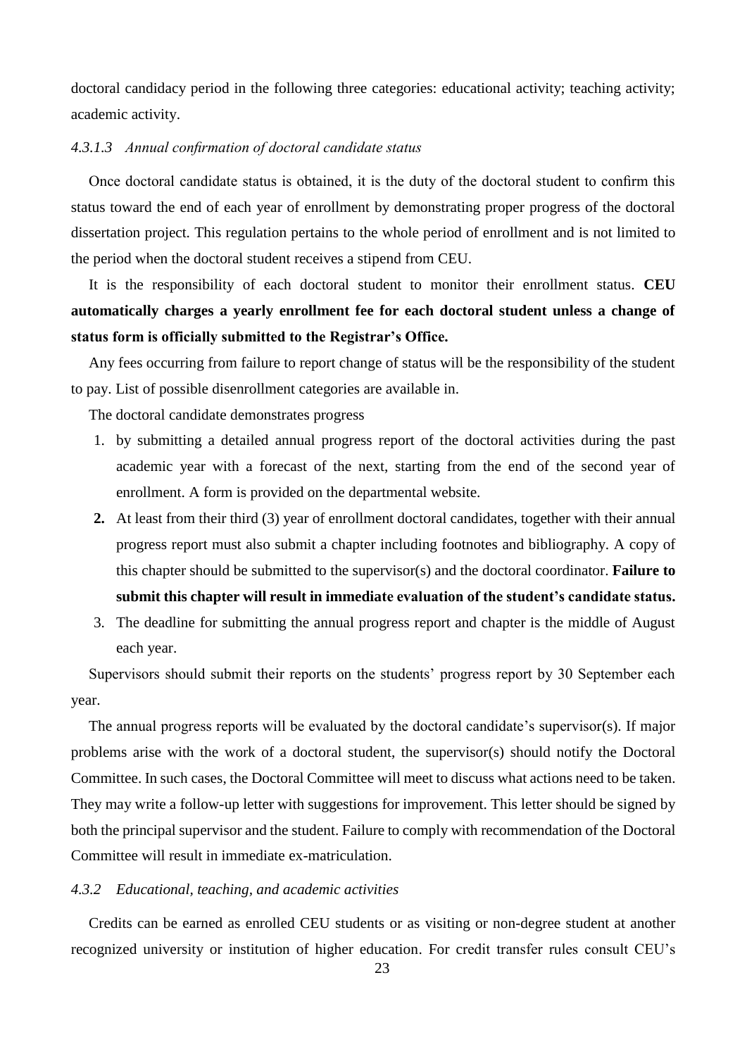doctoral candidacy period in the following three categories: educational activity; teaching activity; academic activity.

#### *4.3.1.3 Annual confirmation of doctoral candidate status*

Once doctoral candidate status is obtained, it is the duty of the doctoral student to confirm this status toward the end of each year of enrollment by demonstrating proper progress of the doctoral dissertation project. This regulation pertains to the whole period of enrollment and is not limited to the period when the doctoral student receives a stipend from CEU.

It is the responsibility of each doctoral student to monitor their enrollment status. **CEU automatically charges a yearly enrollment fee for each doctoral student unless a change of status form is officially submitted to the Registrar's Office.**

Any fees occurring from failure to report change of status will be the responsibility of the student to pay. List of possible disenrollment categories are available in.

The doctoral candidate demonstrates progress

1. by submitting a detailed annual progress report of the doctoral activities during the past academic year with a forecast of the next, starting from the end of the second year of enrollment. A form is provided on the departmental website.
2. At least from their third (3) year of enrollment doctoral candidates, together with their annual progress report must also submit a chapter including footnotes and bibliography. A copy of this chapter should be submitted to the supervisor(s) and the doctoral coordinator. **Failure to submit this chapter will result in immediate evaluation of the student's candidate status.**
3. The deadline for submitting the annual progress report and chapter is the middle of August each year.

Supervisors should submit their reports on the students' progress report by 30 September each year.

The annual progress reports will be evaluated by the doctoral candidate's supervisor(s). If major problems arise with the work of a doctoral student, the supervisor(s) should notify the Doctoral Committee. In such cases, the Doctoral Committee will meet to discuss what actions need to be taken. They may write a follow-up letter with suggestions for improvement. This letter should be signed by both the principal supervisor and the student. Failure to comply with recommendation of the Doctoral Committee will result in immediate ex-matriculation.

### *4.3.2 Educational, teaching, and academic activities*

Credits can be earned as enrolled CEU students or as visiting or non-degree student at another recognized university or institution of higher education. For credit transfer rules consult CEU's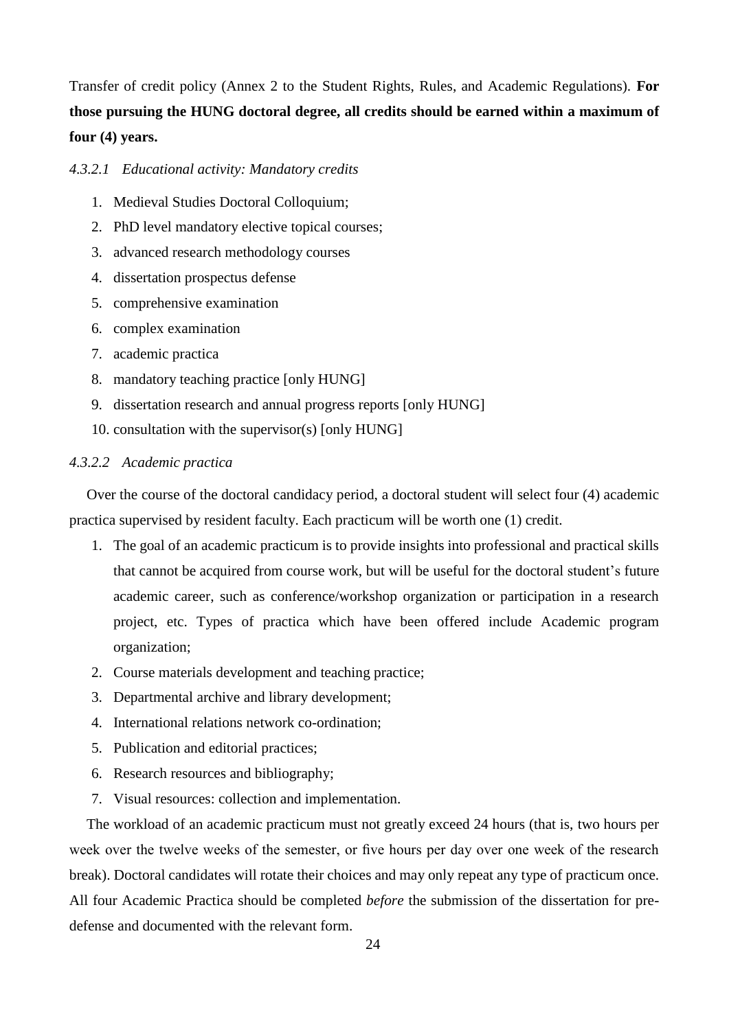Transfer of credit policy (Annex 2 to the Student Rights, Rules, and Academic Regulations). **For those pursuing the HUNG doctoral degree, all credits should be earned within a maximum of four (4) years.**

#### *4.3.2.1 Educational activity: Mandatory credits*

1. Medieval Studies Doctoral Colloquium;
2. PhD level mandatory elective topical courses;
3. advanced research methodology courses
4. dissertation prospectus defense
5. comprehensive examination
6. complex examination
7. academic practica
8. mandatory teaching practice [only HUNG]
9. dissertation research and annual progress reports [only HUNG]
10. consultation with the supervisor(s) [only HUNG]

#### *4.3.2.2 Academic practica*

Over the course of the doctoral candidacy period, a doctoral student will select four (4) academic practica supervised by resident faculty. Each practicum will be worth one (1) credit.

1. The goal of an academic practicum is to provide insights into professional and practical skills that cannot be acquired from course work, but will be useful for the doctoral student's future academic career, such as conference/workshop organization or participation in a research project, etc. Types of practica which have been offered include Academic program organization;
2. Course materials development and teaching practice;
3. Departmental archive and library development;
4. International relations network co-ordination;
5. Publication and editorial practices;
6. Research resources and bibliography;
7. Visual resources: collection and implementation.

The workload of an academic practicum must not greatly exceed 24 hours (that is, two hours per week over the twelve weeks of the semester, or five hours per day over one week of the research break). Doctoral candidates will rotate their choices and may only repeat any type of practicum once. All four Academic Practica should be completed *before* the submission of the dissertation for pre-defense and documented with the relevant form.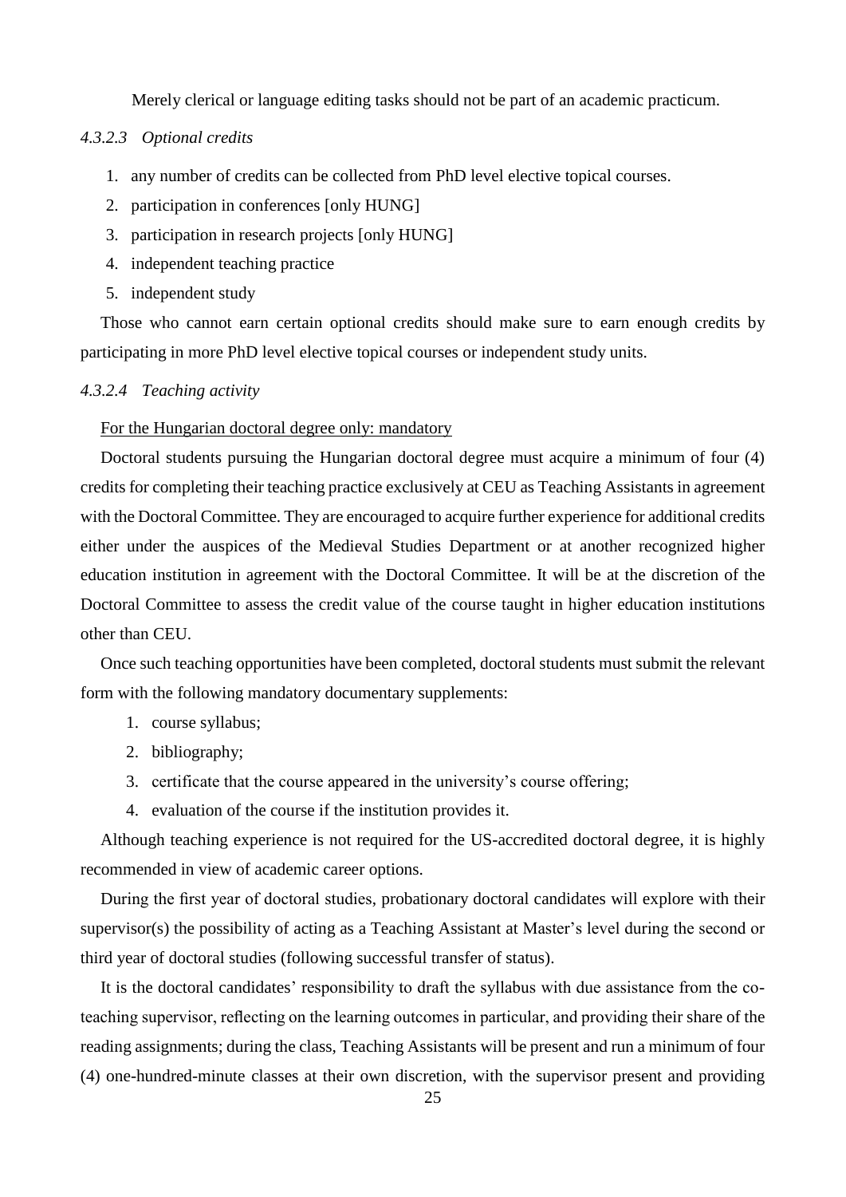Merely clerical or language editing tasks should not be part of an academic practicum.

#### *4.3.2.3 Optional credits*

1. any number of credits can be collected from PhD level elective topical courses.
2. participation in conferences [only HUNG]
3. participation in research projects [only HUNG]
4. independent teaching practice
5. independent study

Those who cannot earn certain optional credits should make sure to earn enough credits by participating in more PhD level elective topical courses or independent study units.

#### *4.3.2.4 Teaching activity*

<u>For the Hungarian doctoral degree only: mandatory</u>

Doctoral students pursuing the Hungarian doctoral degree must acquire a minimum of four (4) credits for completing their teaching practice exclusively at CEU as Teaching Assistants in agreement with the Doctoral Committee. They are encouraged to acquire further experience for additional credits either under the auspices of the Medieval Studies Department or at another recognized higher education institution in agreement with the Doctoral Committee. It will be at the discretion of the Doctoral Committee to assess the credit value of the course taught in higher education institutions other than CEU.

Once such teaching opportunities have been completed, doctoral students must submit the relevant form with the following mandatory documentary supplements:

1. course syllabus;
2. bibliography;
3. certificate that the course appeared in the university's course offering;
4. evaluation of the course if the institution provides it.

Although teaching experience is not required for the US-accredited doctoral degree, it is highly recommended in view of academic career options.

During the first year of doctoral studies, probationary doctoral candidates will explore with their supervisor(s) the possibility of acting as a Teaching Assistant at Master's level during the second or third year of doctoral studies (following successful transfer of status).

It is the doctoral candidates' responsibility to draft the syllabus with due assistance from the co-teaching supervisor, reflecting on the learning outcomes in particular, and providing their share of the reading assignments; during the class, Teaching Assistants will be present and run a minimum of four (4) one-hundred-minute classes at their own discretion, with the supervisor present and providing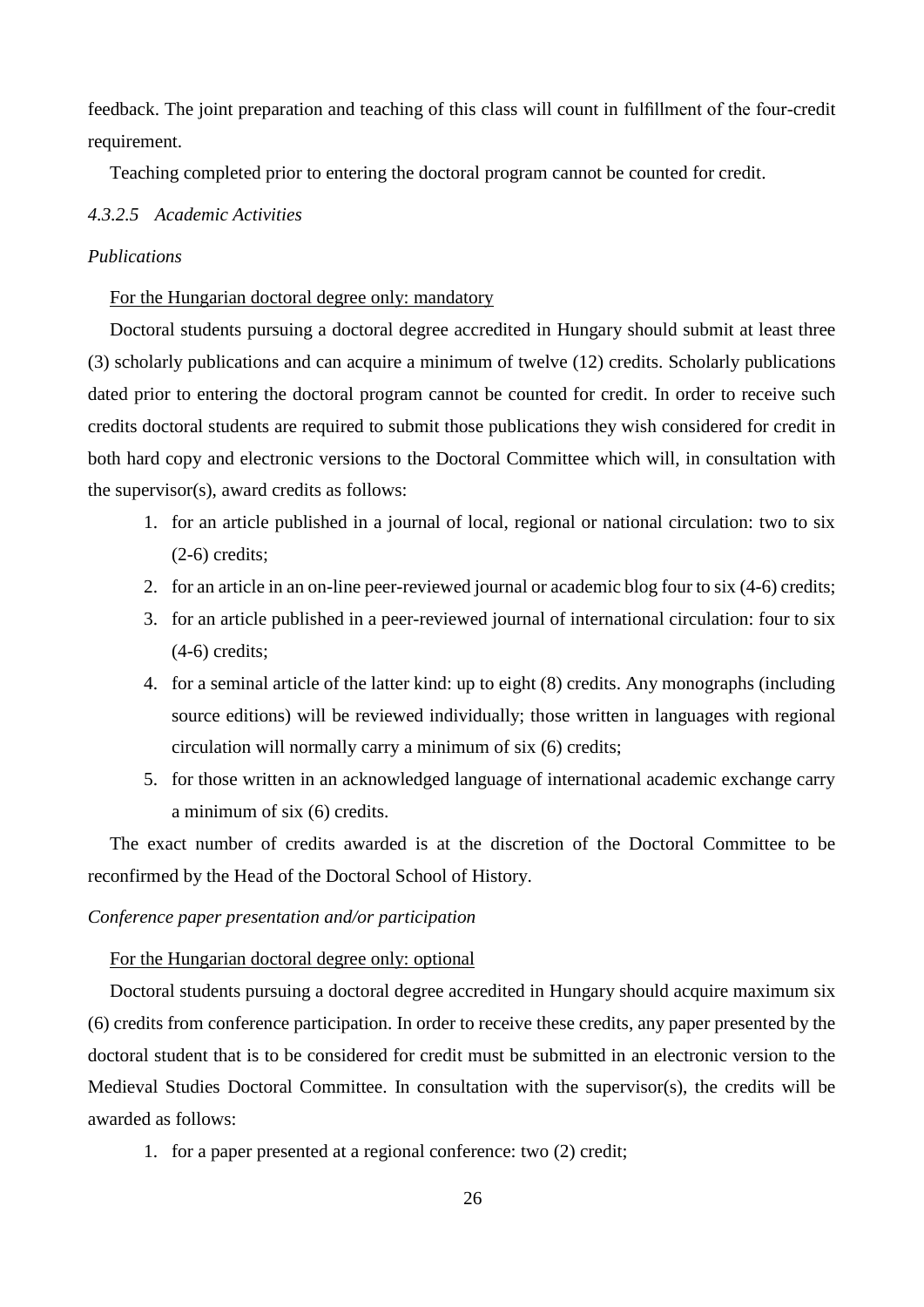feedback. The joint preparation and teaching of this class will count in fulfillment of the four-credit requirement.

Teaching completed prior to entering the doctoral program cannot be counted for credit.

#### *4.3.2.5 Academic Activities*

*Publications*

For the Hungarian doctoral degree only: mandatory

Doctoral students pursuing a doctoral degree accredited in Hungary should submit at least three (3) scholarly publications and can acquire a minimum of twelve (12) credits. Scholarly publications dated prior to entering the doctoral program cannot be counted for credit. In order to receive such credits doctoral students are required to submit those publications they wish considered for credit in both hard copy and electronic versions to the Doctoral Committee which will, in consultation with the supervisor(s), award credits as follows:

1. for an article published in a journal of local, regional or national circulation: two to six (2-6) credits;
2. for an article in an on-line peer-reviewed journal or academic blog four to six (4-6) credits;
3. for an article published in a peer-reviewed journal of international circulation: four to six (4-6) credits;
4. for a seminal article of the latter kind: up to eight (8) credits. Any monographs (including source editions) will be reviewed individually; those written in languages with regional circulation will normally carry a minimum of six (6) credits;
5. for those written in an acknowledged language of international academic exchange carry a minimum of six (6) credits.

The exact number of credits awarded is at the discretion of the Doctoral Committee to be reconfirmed by the Head of the Doctoral School of History.

*Conference paper presentation and/or participation*

For the Hungarian doctoral degree only: optional

Doctoral students pursuing a doctoral degree accredited in Hungary should acquire maximum six (6) credits from conference participation. In order to receive these credits, any paper presented by the doctoral student that is to be considered for credit must be submitted in an electronic version to the Medieval Studies Doctoral Committee. In consultation with the supervisor(s), the credits will be awarded as follows:

1. for a paper presented at a regional conference: two (2) credit;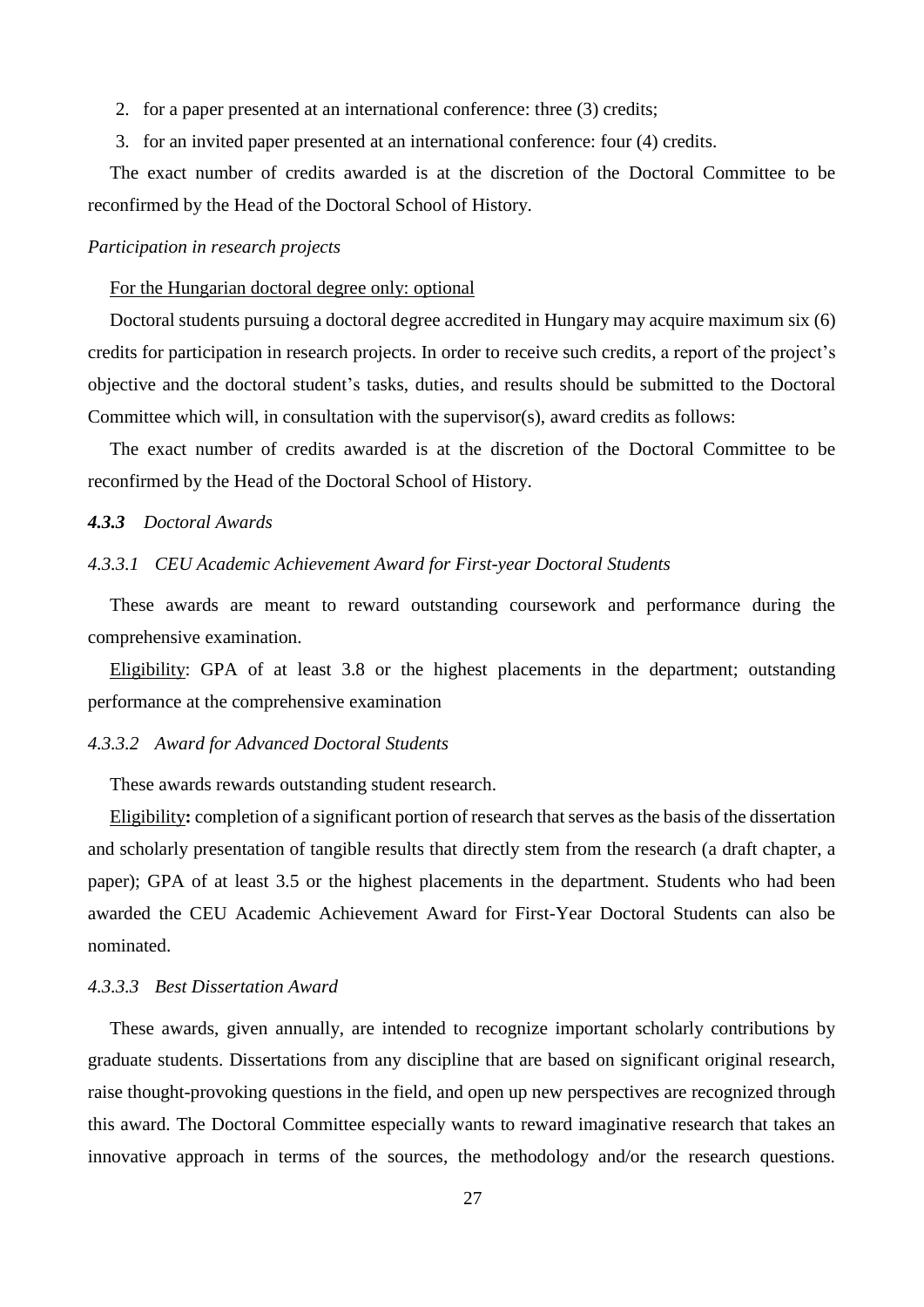2. for a paper presented at an international conference: three (3) credits;
3. for an invited paper presented at an international conference: four (4) credits.

The exact number of credits awarded is at the discretion of the Doctoral Committee to be reconfirmed by the Head of the Doctoral School of History.

*Participation in research projects*

For the Hungarian doctoral degree only: optional

Doctoral students pursuing a doctoral degree accredited in Hungary may acquire maximum six (6) credits for participation in research projects. In order to receive such credits, a report of the project's objective and the doctoral student's tasks, duties, and results should be submitted to the Doctoral Committee which will, in consultation with the supervisor(s), award credits as follows:

The exact number of credits awarded is at the discretion of the Doctoral Committee to be reconfirmed by the Head of the Doctoral School of History.

#### ***4.3.3*** *Doctoral Awards*

##### *4.3.3.1 CEU Academic Achievement Award for First-year Doctoral Students*

These awards are meant to reward outstanding coursework and performance during the comprehensive examination.

Eligibility: GPA of at least 3.8 or the highest placements in the department; outstanding performance at the comprehensive examination

##### *4.3.3.2 Award for Advanced Doctoral Students*

These awards rewards outstanding student research.

Eligibility**:** completion of a significant portion of research that serves as the basis of the dissertation and scholarly presentation of tangible results that directly stem from the research (a draft chapter, a paper); GPA of at least 3.5 or the highest placements in the department. Students who had been awarded the CEU Academic Achievement Award for First-Year Doctoral Students can also be nominated.

##### *4.3.3.3 Best Dissertation Award*

These awards, given annually, are intended to recognize important scholarly contributions by graduate students. Dissertations from any discipline that are based on significant original research, raise thought-provoking questions in the field, and open up new perspectives are recognized through this award. The Doctoral Committee especially wants to reward imaginative research that takes an innovative approach in terms of the sources, the methodology and/or the research questions.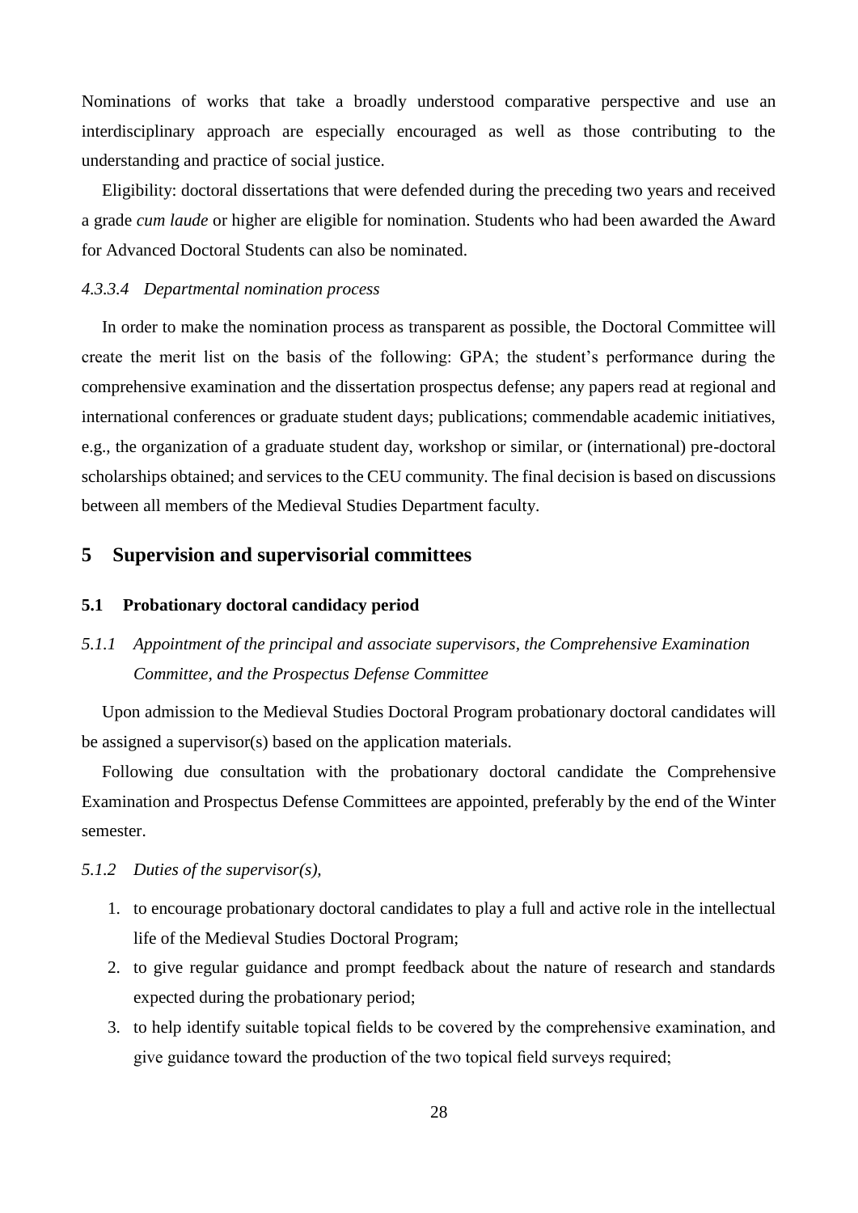Nominations of works that take a broadly understood comparative perspective and use an interdisciplinary approach are especially encouraged as well as those contributing to the understanding and practice of social justice.

Eligibility: doctoral dissertations that were defended during the preceding two years and received a grade *cum laude* or higher are eligible for nomination. Students who had been awarded the Award for Advanced Doctoral Students can also be nominated.

#### *4.3.3.4 Departmental nomination process*

In order to make the nomination process as transparent as possible, the Doctoral Committee will create the merit list on the basis of the following: GPA; the student's performance during the comprehensive examination and the dissertation prospectus defense; any papers read at regional and international conferences or graduate student days; publications; commendable academic initiatives, e.g., the organization of a graduate student day, workshop or similar, or (international) pre-doctoral scholarships obtained; and services to the CEU community. The final decision is based on discussions between all members of the Medieval Studies Department faculty.

# 5 Supervision and supervisorial committees

## 5.1 Probationary doctoral candidacy period

### *5.1.1 Appointment of the principal and associate supervisors, the Comprehensive Examination Committee, and the Prospectus Defense Committee*

Upon admission to the Medieval Studies Doctoral Program probationary doctoral candidates will be assigned a supervisor(s) based on the application materials.

Following due consultation with the probationary doctoral candidate the Comprehensive Examination and Prospectus Defense Committees are appointed, preferably by the end of the Winter semester.

### *5.1.2 Duties of the supervisor(s),*

1. to encourage probationary doctoral candidates to play a full and active role in the intellectual life of the Medieval Studies Doctoral Program;
2. to give regular guidance and prompt feedback about the nature of research and standards expected during the probationary period;
3. to help identify suitable topical fields to be covered by the comprehensive examination, and give guidance toward the production of the two topical field surveys required;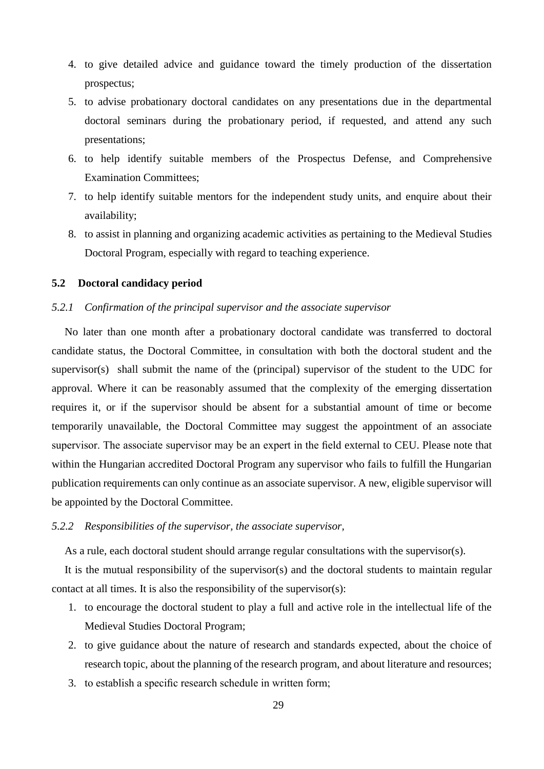4. to give detailed advice and guidance toward the timely production of the dissertation prospectus;
5. to advise probationary doctoral candidates on any presentations due in the departmental doctoral seminars during the probationary period, if requested, and attend any such presentations;
6. to help identify suitable members of the Prospectus Defense, and Comprehensive Examination Committees;
7. to help identify suitable mentors for the independent study units, and enquire about their availability;
8. to assist in planning and organizing academic activities as pertaining to the Medieval Studies Doctoral Program, especially with regard to teaching experience.

### 5.2 Doctoral candidacy period

#### *5.2.1 Confirmation of the principal supervisor and the associate supervisor*

No later than one month after a probationary doctoral candidate was transferred to doctoral candidate status, the Doctoral Committee, in consultation with both the doctoral student and the supervisor(s) shall submit the name of the (principal) supervisor of the student to the UDC for approval. Where it can be reasonably assumed that the complexity of the emerging dissertation requires it, or if the supervisor should be absent for a substantial amount of time or become temporarily unavailable, the Doctoral Committee may suggest the appointment of an associate supervisor. The associate supervisor may be an expert in the field external to CEU. Please note that within the Hungarian accredited Doctoral Program any supervisor who fails to fulfill the Hungarian publication requirements can only continue as an associate supervisor. A new, eligible supervisor will be appointed by the Doctoral Committee.

#### *5.2.2 Responsibilities of the supervisor, the associate supervisor,*

As a rule, each doctoral student should arrange regular consultations with the supervisor(s).

It is the mutual responsibility of the supervisor(s) and the doctoral students to maintain regular contact at all times. It is also the responsibility of the supervisor(s):

1. to encourage the doctoral student to play a full and active role in the intellectual life of the Medieval Studies Doctoral Program;
2. to give guidance about the nature of research and standards expected, about the choice of research topic, about the planning of the research program, and about literature and resources;
3. to establish a specific research schedule in written form;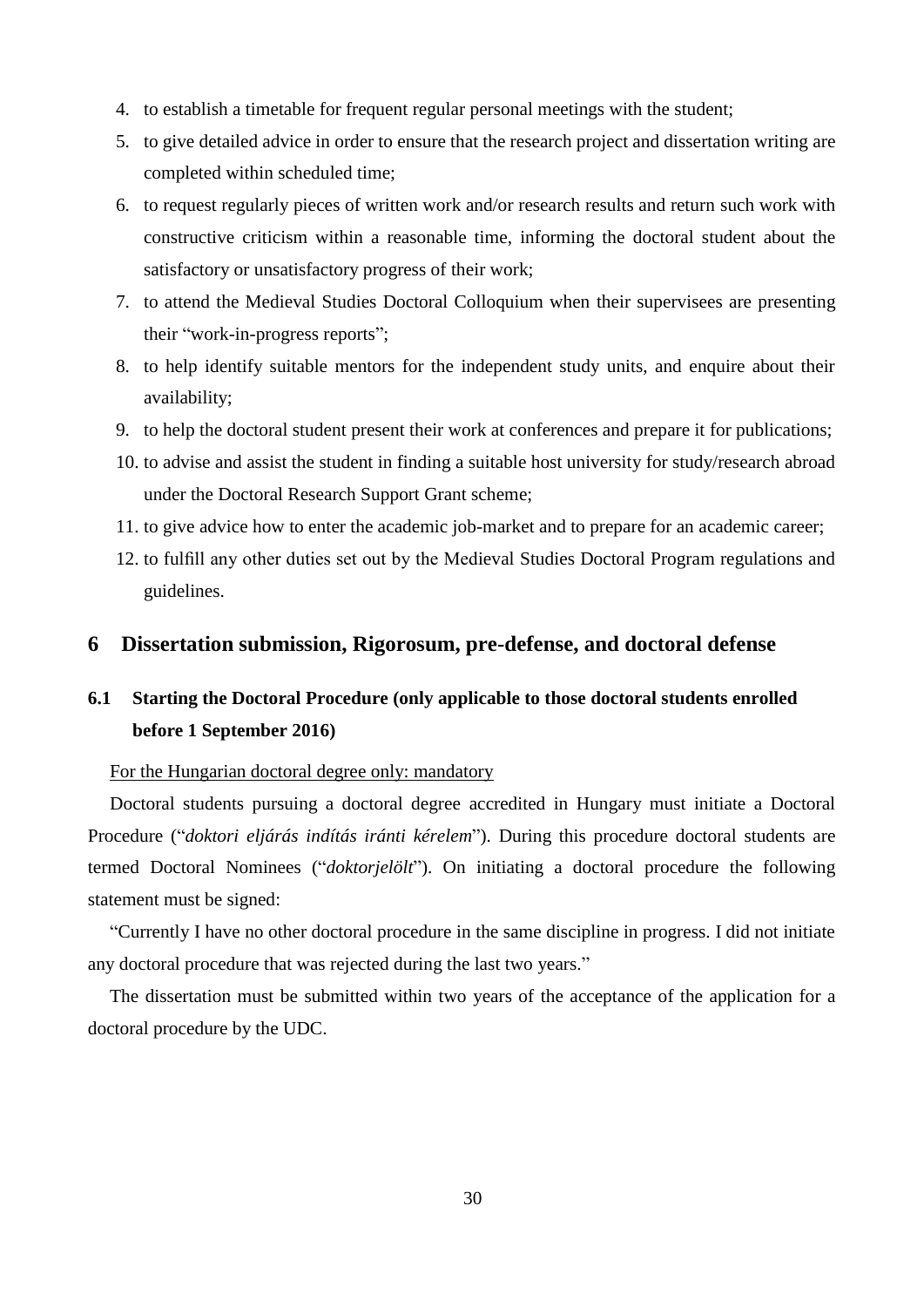4. to establish a timetable for frequent regular personal meetings with the student;
5. to give detailed advice in order to ensure that the research project and dissertation writing are completed within scheduled time;
6. to request regularly pieces of written work and/or research results and return such work with constructive criticism within a reasonable time, informing the doctoral student about the satisfactory or unsatisfactory progress of their work;
7. to attend the Medieval Studies Doctoral Colloquium when their supervisees are presenting their "work-in-progress reports";
8. to help identify suitable mentors for the independent study units, and enquire about their availability;
9. to help the doctoral student present their work at conferences and prepare it for publications;
10. to advise and assist the student in finding a suitable host university for study/research abroad under the Doctoral Research Support Grant scheme;
11. to give advice how to enter the academic job-market and to prepare for an academic career;
12. to fulfill any other duties set out by the Medieval Studies Doctoral Program regulations and guidelines.

# 6 Dissertation submission, Rigorosum, pre-defense, and doctoral defense

## 6.1 Starting the Doctoral Procedure (only applicable to those doctoral students enrolled before 1 September 2016)

<u>For the Hungarian doctoral degree only: mandatory</u>

Doctoral students pursuing a doctoral degree accredited in Hungary must initiate a Doctoral Procedure ("*doktori eljárás indítás iránti kérelem*"). During this procedure doctoral students are termed Doctoral Nominees ("*doktorjelölt*"). On initiating a doctoral procedure the following statement must be signed:

"Currently I have no other doctoral procedure in the same discipline in progress. I did not initiate any doctoral procedure that was rejected during the last two years."

The dissertation must be submitted within two years of the acceptance of the application for a doctoral procedure by the UDC.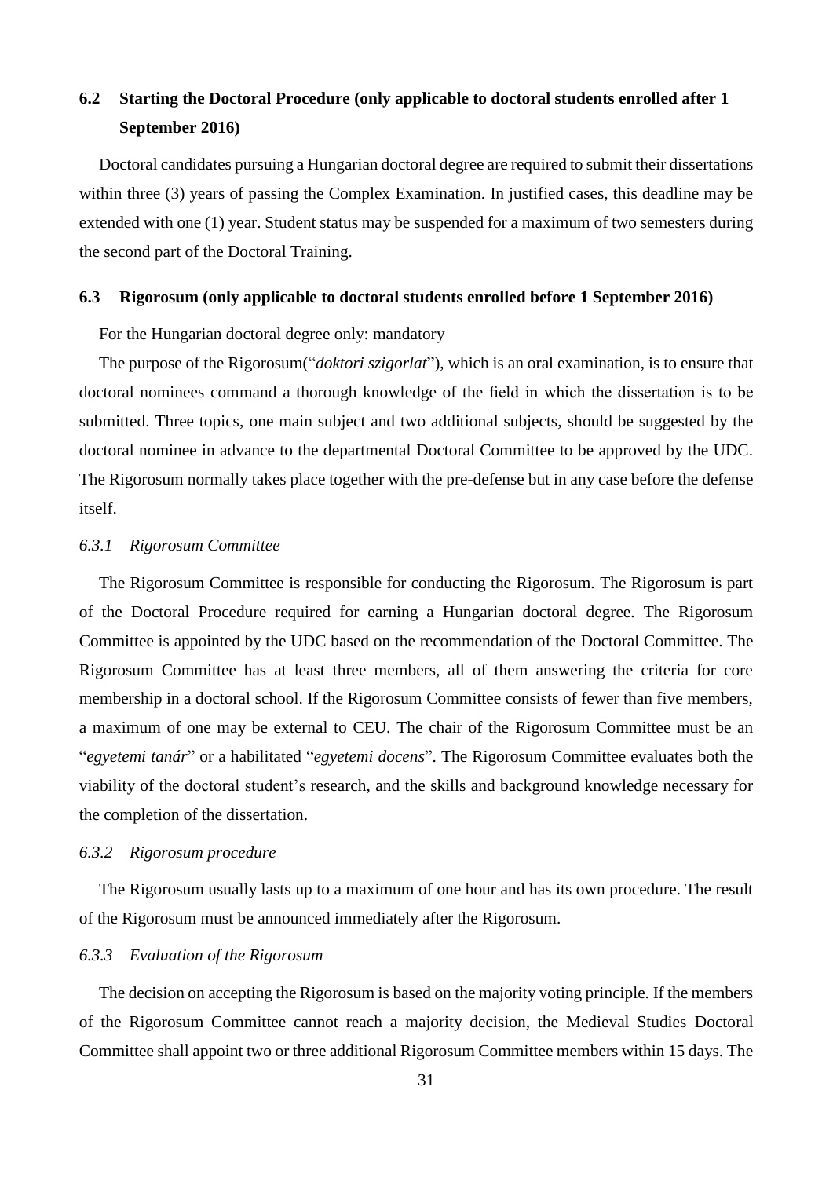## 6.2 Starting the Doctoral Procedure (only applicable to doctoral students enrolled after 1 September 2016)

Doctoral candidates pursuing a Hungarian doctoral degree are required to submit their dissertations within three (3) years of passing the Complex Examination. In justified cases, this deadline may be extended with one (1) year. Student status may be suspended for a maximum of two semesters during the second part of the Doctoral Training.

## 6.3 Rigorosum (only applicable to doctoral students enrolled before 1 September 2016)

For the Hungarian doctoral degree only: mandatory

The purpose of the Rigorosum("*doktori szigorlat*"), which is an oral examination, is to ensure that doctoral nominees command a thorough knowledge of the field in which the dissertation is to be submitted. Three topics, one main subject and two additional subjects, should be suggested by the doctoral nominee in advance to the departmental Doctoral Committee to be approved by the UDC. The Rigorosum normally takes place together with the pre-defense but in any case before the defense itself.

### *6.3.1 Rigorosum Committee*

The Rigorosum Committee is responsible for conducting the Rigorosum. The Rigorosum is part of the Doctoral Procedure required for earning a Hungarian doctoral degree. The Rigorosum Committee is appointed by the UDC based on the recommendation of the Doctoral Committee. The Rigorosum Committee has at least three members, all of them answering the criteria for core membership in a doctoral school. If the Rigorosum Committee consists of fewer than five members, a maximum of one may be external to CEU. The chair of the Rigorosum Committee must be an "*egyetemi tanár*" or a habilitated "*egyetemi docens*". The Rigorosum Committee evaluates both the viability of the doctoral student's research, and the skills and background knowledge necessary for the completion of the dissertation.

### *6.3.2 Rigorosum procedure*

The Rigorosum usually lasts up to a maximum of one hour and has its own procedure. The result of the Rigorosum must be announced immediately after the Rigorosum.

### *6.3.3 Evaluation of the Rigorosum*

The decision on accepting the Rigorosum is based on the majority voting principle. If the members of the Rigorosum Committee cannot reach a majority decision, the Medieval Studies Doctoral Committee shall appoint two or three additional Rigorosum Committee members within 15 days. The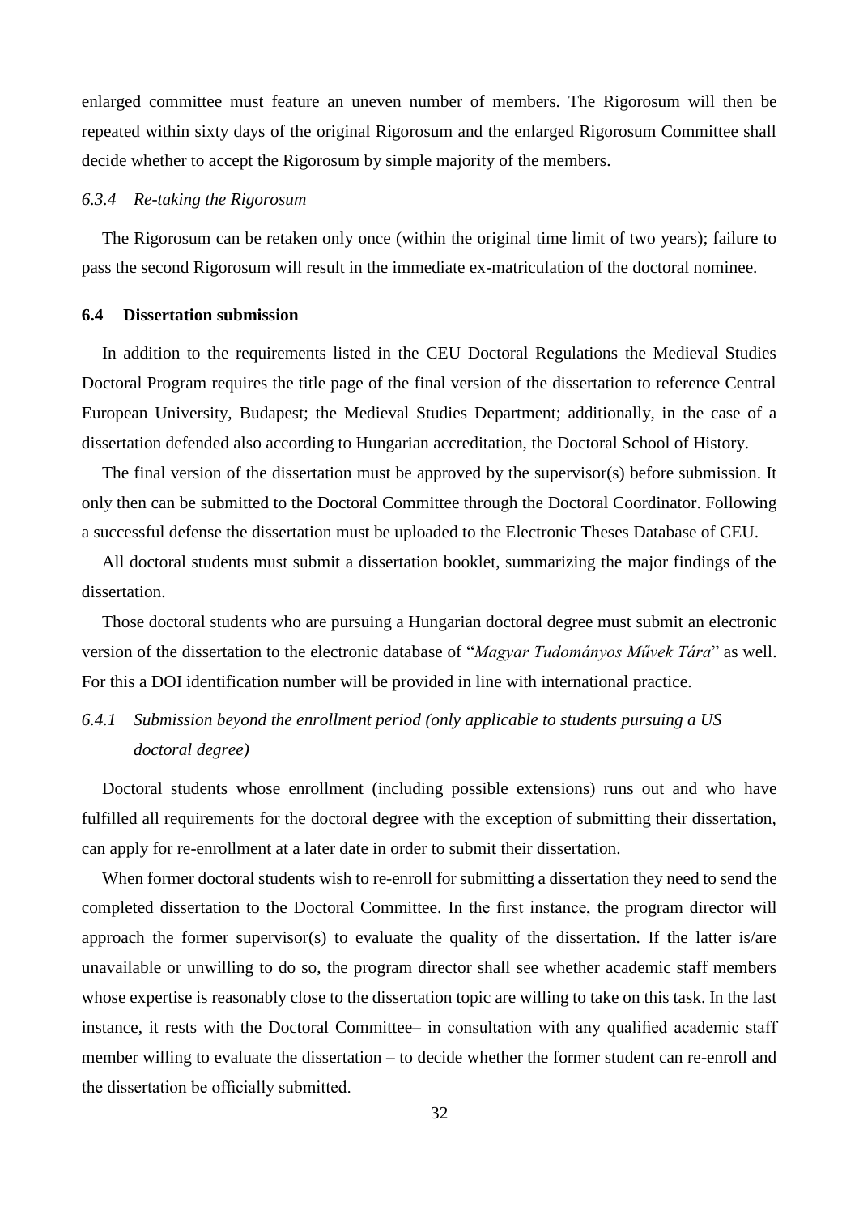enlarged committee must feature an uneven number of members. The Rigorosum will then be repeated within sixty days of the original Rigorosum and the enlarged Rigorosum Committee shall decide whether to accept the Rigorosum by simple majority of the members.

#### *6.3.4 Re-taking the Rigorosum*

The Rigorosum can be retaken only once (within the original time limit of two years); failure to pass the second Rigorosum will result in the immediate ex-matriculation of the doctoral nominee.

### **6.4 Dissertation submission**

In addition to the requirements listed in the CEU Doctoral Regulations the Medieval Studies Doctoral Program requires the title page of the final version of the dissertation to reference Central European University, Budapest; the Medieval Studies Department; additionally, in the case of a dissertation defended also according to Hungarian accreditation, the Doctoral School of History.

The final version of the dissertation must be approved by the supervisor(s) before submission. It only then can be submitted to the Doctoral Committee through the Doctoral Coordinator. Following a successful defense the dissertation must be uploaded to the Electronic Theses Database of CEU.

All doctoral students must submit a dissertation booklet, summarizing the major findings of the dissertation.

Those doctoral students who are pursuing a Hungarian doctoral degree must submit an electronic version of the dissertation to the electronic database of "*Magyar Tudományos Művek Tára*" as well. For this a DOI identification number will be provided in line with international practice.

#### *6.4.1 Submission beyond the enrollment period (only applicable to students pursuing a US doctoral degree)*

Doctoral students whose enrollment (including possible extensions) runs out and who have fulfilled all requirements for the doctoral degree with the exception of submitting their dissertation, can apply for re-enrollment at a later date in order to submit their dissertation.

When former doctoral students wish to re-enroll for submitting a dissertation they need to send the completed dissertation to the Doctoral Committee. In the first instance, the program director will approach the former supervisor(s) to evaluate the quality of the dissertation. If the latter is/are unavailable or unwilling to do so, the program director shall see whether academic staff members whose expertise is reasonably close to the dissertation topic are willing to take on this task. In the last instance, it rests with the Doctoral Committee– in consultation with any qualified academic staff member willing to evaluate the dissertation – to decide whether the former student can re-enroll and the dissertation be officially submitted.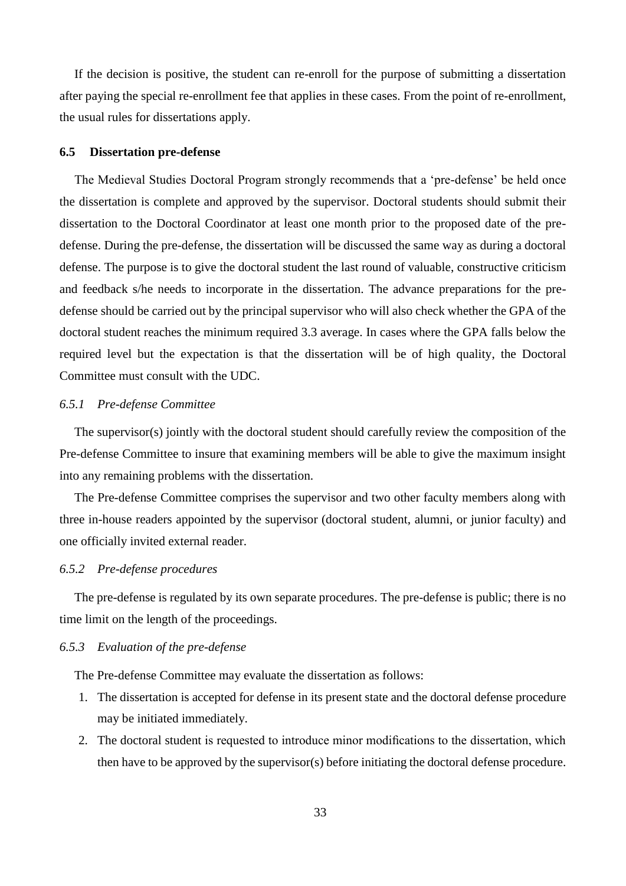If the decision is positive, the student can re-enroll for the purpose of submitting a dissertation after paying the special re-enrollment fee that applies in these cases. From the point of re-enrollment, the usual rules for dissertations apply.

### 6.5 Dissertation pre-defense

The Medieval Studies Doctoral Program strongly recommends that a 'pre-defense' be held once the dissertation is complete and approved by the supervisor. Doctoral students should submit their dissertation to the Doctoral Coordinator at least one month prior to the proposed date of the pre-defense. During the pre-defense, the dissertation will be discussed the same way as during a doctoral defense. The purpose is to give the doctoral student the last round of valuable, constructive criticism and feedback s/he needs to incorporate in the dissertation. The advance preparations for the pre-defense should be carried out by the principal supervisor who will also check whether the GPA of the doctoral student reaches the minimum required 3.3 average. In cases where the GPA falls below the required level but the expectation is that the dissertation will be of high quality, the Doctoral Committee must consult with the UDC.

#### *6.5.1 Pre-defense Committee*

The supervisor(s) jointly with the doctoral student should carefully review the composition of the Pre-defense Committee to insure that examining members will be able to give the maximum insight into any remaining problems with the dissertation.

The Pre-defense Committee comprises the supervisor and two other faculty members along with three in-house readers appointed by the supervisor (doctoral student, alumni, or junior faculty) and one officially invited external reader.

#### *6.5.2 Pre-defense procedures*

The pre-defense is regulated by its own separate procedures. The pre-defense is public; there is no time limit on the length of the proceedings.

#### *6.5.3 Evaluation of the pre-defense*

The Pre-defense Committee may evaluate the dissertation as follows:

1. The dissertation is accepted for defense in its present state and the doctoral defense procedure may be initiated immediately.
2. The doctoral student is requested to introduce minor modifications to the dissertation, which then have to be approved by the supervisor(s) before initiating the doctoral defense procedure.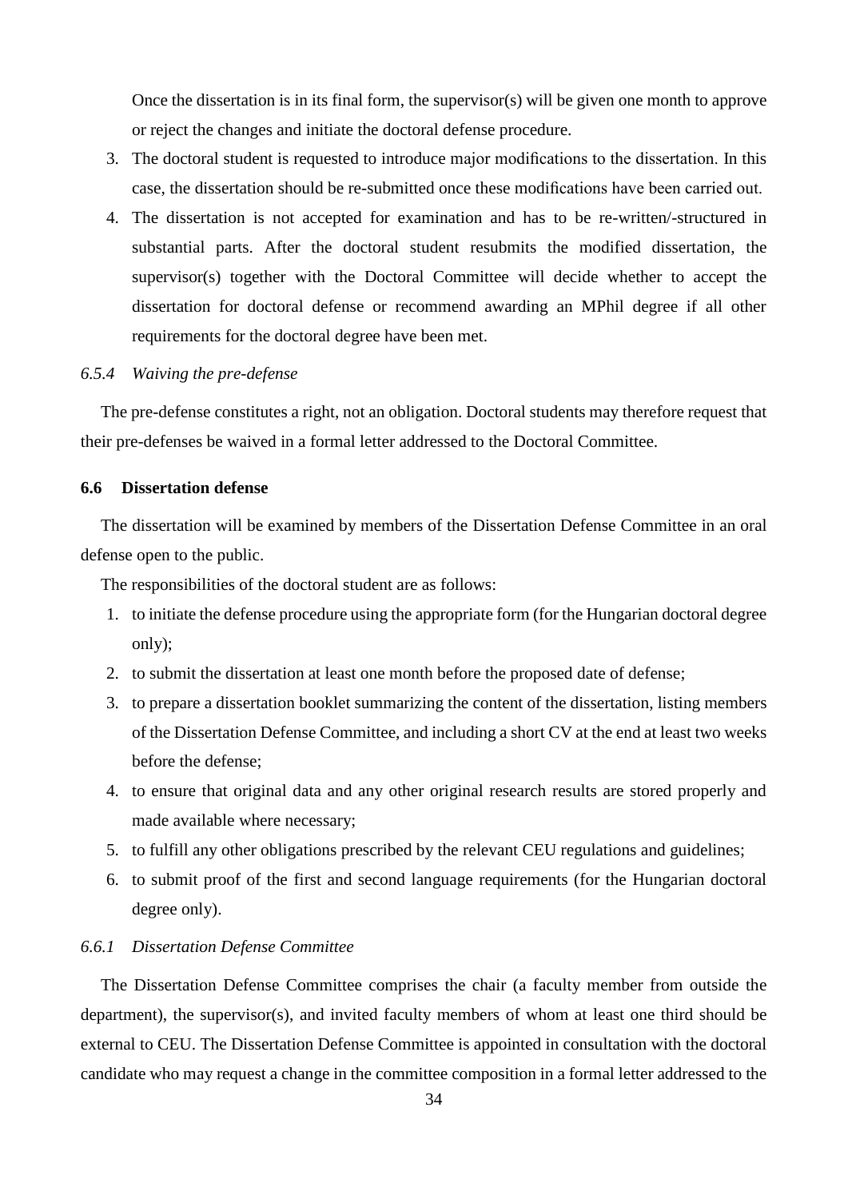Once the dissertation is in its final form, the supervisor(s) will be given one month to approve or reject the changes and initiate the doctoral defense procedure.

3. The doctoral student is requested to introduce major modifications to the dissertation. In this case, the dissertation should be re-submitted once these modifications have been carried out.
4. The dissertation is not accepted for examination and has to be re-written/-structured in substantial parts. After the doctoral student resubmits the modified dissertation, the supervisor(s) together with the Doctoral Committee will decide whether to accept the dissertation for doctoral defense or recommend awarding an MPhil degree if all other requirements for the doctoral degree have been met.

#### *6.5.4 Waiving the pre-defense*

The pre-defense constitutes a right, not an obligation. Doctoral students may therefore request that their pre-defenses be waived in a formal letter addressed to the Doctoral Committee.

### 6.6 Dissertation defense

The dissertation will be examined by members of the Dissertation Defense Committee in an oral defense open to the public.

The responsibilities of the doctoral student are as follows:

1. to initiate the defense procedure using the appropriate form (for the Hungarian doctoral degree only);
2. to submit the dissertation at least one month before the proposed date of defense;
3. to prepare a dissertation booklet summarizing the content of the dissertation, listing members of the Dissertation Defense Committee, and including a short CV at the end at least two weeks before the defense;
4. to ensure that original data and any other original research results are stored properly and made available where necessary;
5. to fulfill any other obligations prescribed by the relevant CEU regulations and guidelines;
6. to submit proof of the first and second language requirements (for the Hungarian doctoral degree only).

#### *6.6.1 Dissertation Defense Committee*

The Dissertation Defense Committee comprises the chair (a faculty member from outside the department), the supervisor(s), and invited faculty members of whom at least one third should be external to CEU. The Dissertation Defense Committee is appointed in consultation with the doctoral candidate who may request a change in the committee composition in a formal letter addressed to the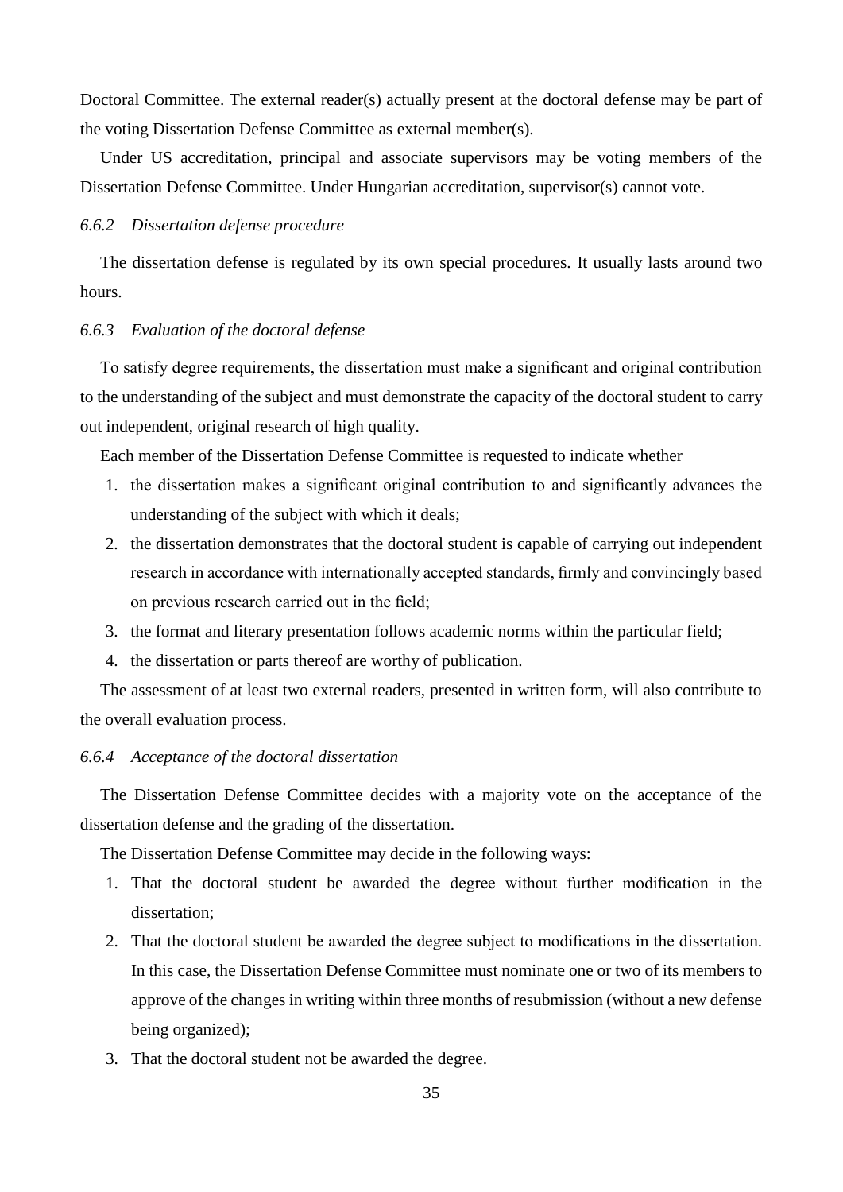Doctoral Committee. The external reader(s) actually present at the doctoral defense may be part of the voting Dissertation Defense Committee as external member(s).

Under US accreditation, principal and associate supervisors may be voting members of the Dissertation Defense Committee. Under Hungarian accreditation, supervisor(s) cannot vote.

### *6.6.2 Dissertation defense procedure*

The dissertation defense is regulated by its own special procedures. It usually lasts around two hours.

### *6.6.3 Evaluation of the doctoral defense*

To satisfy degree requirements, the dissertation must make a significant and original contribution to the understanding of the subject and must demonstrate the capacity of the doctoral student to carry out independent, original research of high quality.

Each member of the Dissertation Defense Committee is requested to indicate whether

1. the dissertation makes a significant original contribution to and significantly advances the understanding of the subject with which it deals;
2. the dissertation demonstrates that the doctoral student is capable of carrying out independent research in accordance with internationally accepted standards, firmly and convincingly based on previous research carried out in the field;
3. the format and literary presentation follows academic norms within the particular field;
4. the dissertation or parts thereof are worthy of publication.

The assessment of at least two external readers, presented in written form, will also contribute to the overall evaluation process.

### *6.6.4 Acceptance of the doctoral dissertation*

The Dissertation Defense Committee decides with a majority vote on the acceptance of the dissertation defense and the grading of the dissertation.

The Dissertation Defense Committee may decide in the following ways:

1. That the doctoral student be awarded the degree without further modification in the dissertation;
2. That the doctoral student be awarded the degree subject to modifications in the dissertation. In this case, the Dissertation Defense Committee must nominate one or two of its members to approve of the changes in writing within three months of resubmission (without a new defense being organized);
3. That the doctoral student not be awarded the degree.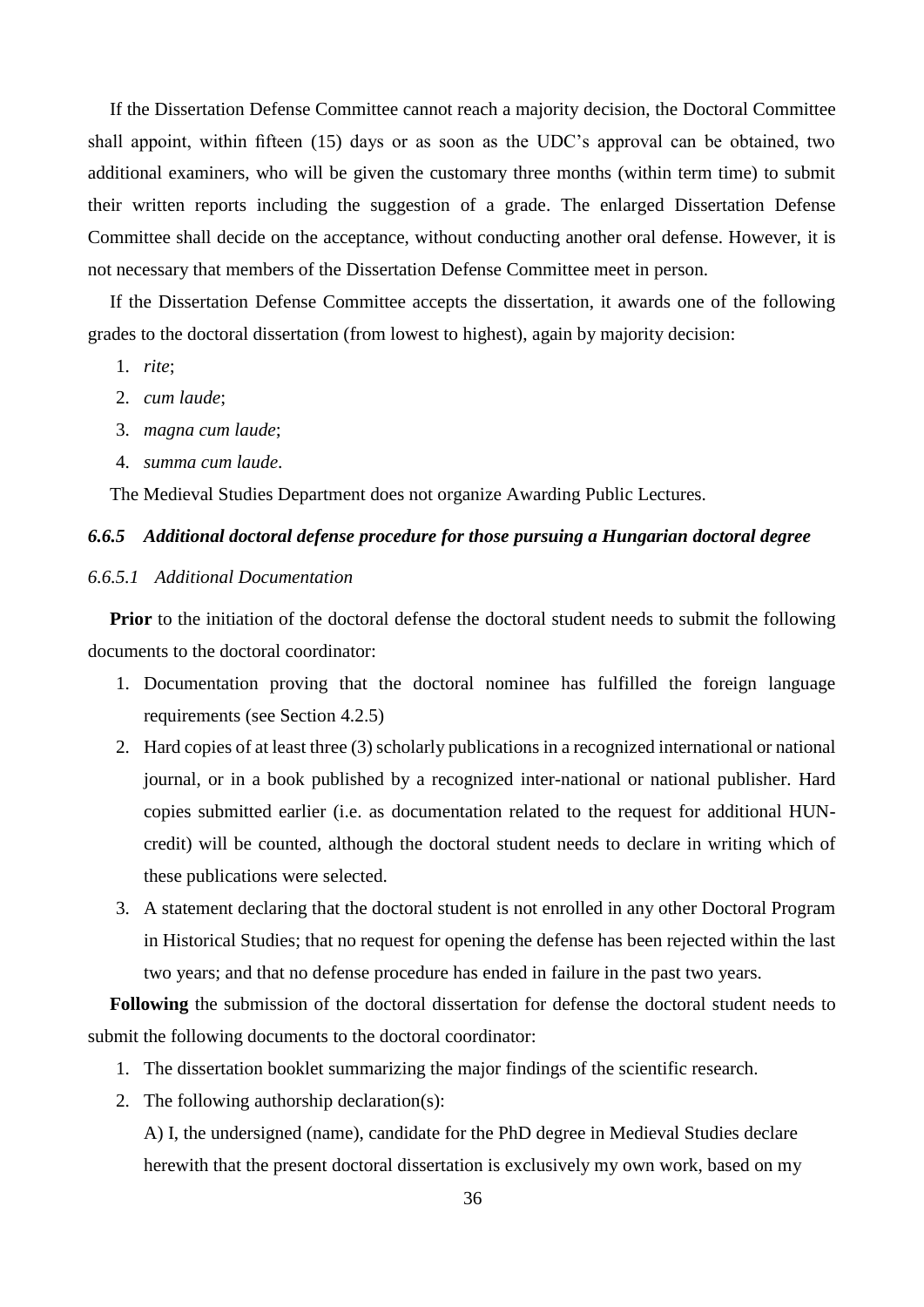If the Dissertation Defense Committee cannot reach a majority decision, the Doctoral Committee shall appoint, within fifteen (15) days or as soon as the UDC's approval can be obtained, two additional examiners, who will be given the customary three months (within term time) to submit their written reports including the suggestion of a grade. The enlarged Dissertation Defense Committee shall decide on the acceptance, without conducting another oral defense. However, it is not necessary that members of the Dissertation Defense Committee meet in person.

If the Dissertation Defense Committee accepts the dissertation, it awards one of the following grades to the doctoral dissertation (from lowest to highest), again by majority decision:

1. *rite*;
2. *cum laude*;
3. *magna cum laude*;
4. *summa cum laude*.

The Medieval Studies Department does not organize Awarding Public Lectures.

### *6.6.5 Additional doctoral defense procedure for those pursuing a Hungarian doctoral degree*

#### *6.6.5.1 Additional Documentation*

**Prior** to the initiation of the doctoral defense the doctoral student needs to submit the following documents to the doctoral coordinator:

1. Documentation proving that the doctoral nominee has fulfilled the foreign language requirements (see Section 4.2.5)
2. Hard copies of at least three (3) scholarly publications in a recognized international or national journal, or in a book published by a recognized inter-national or national publisher. Hard copies submitted earlier (i.e. as documentation related to the request for additional HUN-credit) will be counted, although the doctoral student needs to declare in writing which of these publications were selected.
3. A statement declaring that the doctoral student is not enrolled in any other Doctoral Program in Historical Studies; that no request for opening the defense has been rejected within the last two years; and that no defense procedure has ended in failure in the past two years.

**Following** the submission of the doctoral dissertation for defense the doctoral student needs to submit the following documents to the doctoral coordinator:

1. The dissertation booklet summarizing the major findings of the scientific research.
2. The following authorship declaration(s):

   A) I, the undersigned (name), candidate for the PhD degree in Medieval Studies declare herewith that the present doctoral dissertation is exclusively my own work, based on my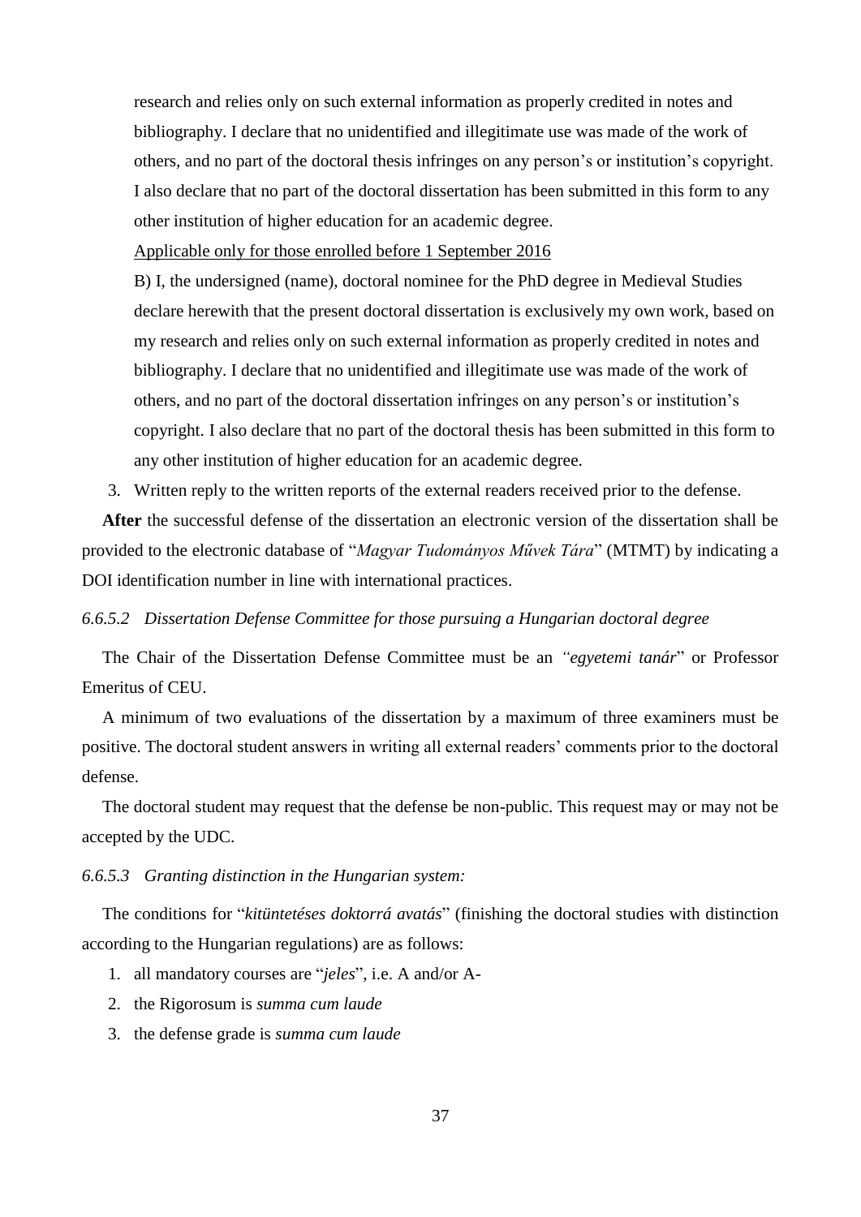research and relies only on such external information as properly credited in notes and bibliography. I declare that no unidentified and illegitimate use was made of the work of others, and no part of the doctoral thesis infringes on any person's or institution's copyright. I also declare that no part of the doctoral dissertation has been submitted in this form to any other institution of higher education for an academic degree.

<u>Applicable only for those enrolled before 1 September 2016</u>

B) I, the undersigned (name), doctoral nominee for the PhD degree in Medieval Studies declare herewith that the present doctoral dissertation is exclusively my own work, based on my research and relies only on such external information as properly credited in notes and bibliography. I declare that no unidentified and illegitimate use was made of the work of others, and no part of the doctoral dissertation infringes on any person's or institution's copyright. I also declare that no part of the doctoral thesis has been submitted in this form to any other institution of higher education for an academic degree.

3. Written reply to the written reports of the external readers received prior to the defense.

**After** the successful defense of the dissertation an electronic version of the dissertation shall be provided to the electronic database of "*Magyar Tudományos Művek Tára*" (MTMT) by indicating a DOI identification number in line with international practices.

#### *6.6.5.2 Dissertation Defense Committee for those pursuing a Hungarian doctoral degree*

The Chair of the Dissertation Defense Committee must be an *"egyetemi tanár*" or Professor Emeritus of CEU.

A minimum of two evaluations of the dissertation by a maximum of three examiners must be positive. The doctoral student answers in writing all external readers' comments prior to the doctoral defense.

The doctoral student may request that the defense be non-public. This request may or may not be accepted by the UDC.

#### *6.6.5.3 Granting distinction in the Hungarian system:*

The conditions for "*kitüntetéses doktorrá avatás*" (finishing the doctoral studies with distinction according to the Hungarian regulations) are as follows:

1. all mandatory courses are "*jeles*", i.e. A and/or A-
2. the Rigorosum is *summa cum laude*
3. the defense grade is *summa cum laude*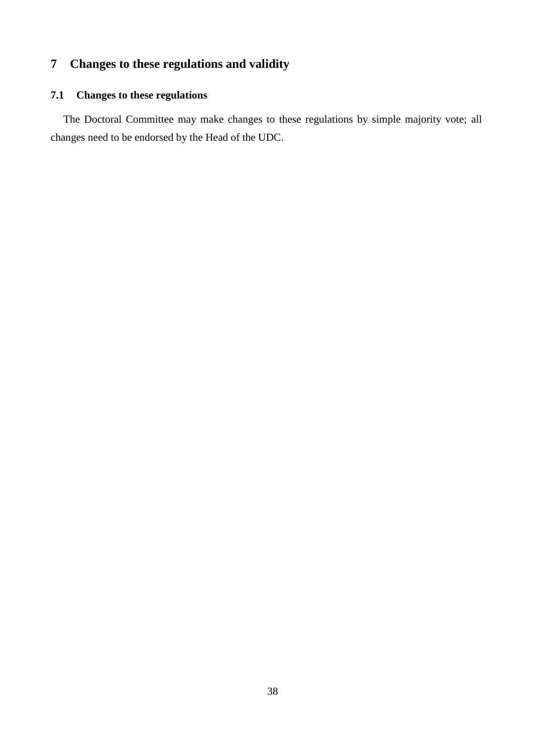# 7 Changes to these regulations and validity

## 7.1 Changes to these regulations

The Doctoral Committee may make changes to these regulations by simple majority vote; all changes need to be endorsed by the Head of the UDC.